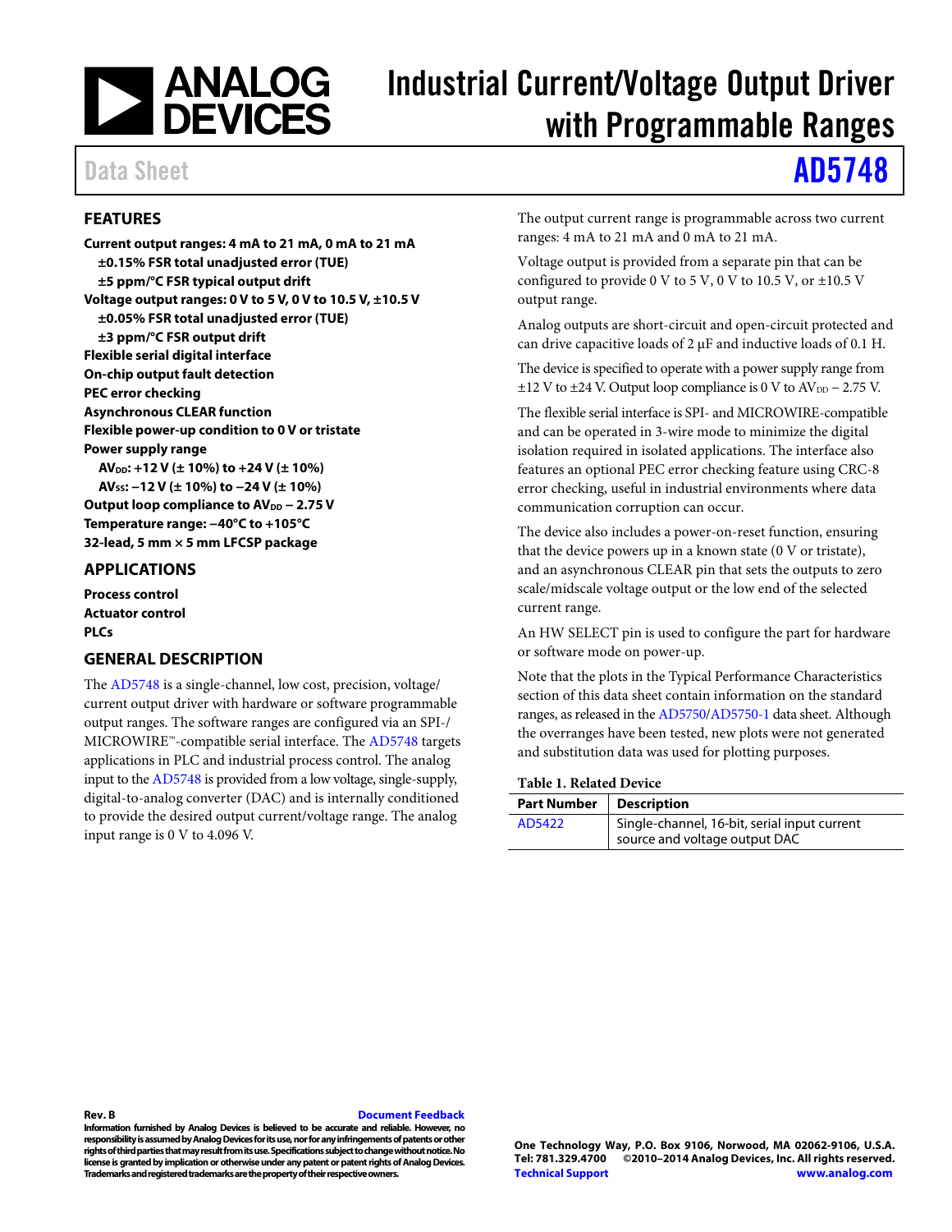# Industrial Current/Voltage Output Driver with Programmable Ranges

Data Sheet **AD5748**

## FEATURES

**Current output ranges: 4 mA to 21 mA, 0 mA to 21 mA**
- **±0.15% FSR total unadjusted error (TUE)**
- **±5 ppm/°C FSR typical output drift**

**Voltage output ranges: 0 V to 5 V, 0 V to 10.5 V, ±10.5 V**
- **±0.05% FSR total unadjusted error (TUE)**
- **±3 ppm/°C FSR output drift**

**Flexible serial digital interface**
**On-chip output fault detection**
**PEC error checking**
**Asynchronous CLEAR function**
**Flexible power-up condition to 0 V or tristate**
**Power supply range**
- **$AV_{DD}$: +12 V (± 10%) to +24 V (± 10%)**
- **$AV_{SS}$: −12 V (± 10%) to −24 V (± 10%)**

**Output loop compliance to $AV_{DD}$ − 2.75 V**
**Temperature range: −40°C to +105°C**
**32-lead, 5 mm × 5 mm LFCSP package**

## APPLICATIONS

**Process control**
**Actuator control**
**PLCs**

## GENERAL DESCRIPTION

The AD5748 is a single-channel, low cost, precision, voltage/current output driver with hardware or software programmable output ranges. The software ranges are configured via an SPI-/MICROWIRE™-compatible serial interface. The AD5748 targets applications in PLC and industrial process control. The analog input to the AD5748 is provided from a low voltage, single-supply, digital-to-analog converter (DAC) and is internally conditioned to provide the desired output current/voltage range. The analog input range is 0 V to 4.096 V.

The output current range is programmable across two current ranges: 4 mA to 21 mA and 0 mA to 21 mA.

Voltage output is provided from a separate pin that can be configured to provide 0 V to 5 V, 0 V to 10.5 V, or ±10.5 V output range.

Analog outputs are short-circuit and open-circuit protected and can drive capacitive loads of 2 μF and inductive loads of 0.1 H.

The device is specified to operate with a power supply range from ±12 V to ±24 V. Output loop compliance is 0 V to $AV_{DD}$ − 2.75 V.

The flexible serial interface is SPI- and MICROWIRE-compatible and can be operated in 3-wire mode to minimize the digital isolation required in isolated applications. The interface also features an optional PEC error checking feature using CRC-8 error checking, useful in industrial environments where data communication corruption can occur.

The device also includes a power-on-reset function, ensuring that the device powers up in a known state (0 V or tristate), and an asynchronous CLEAR pin that sets the outputs to zero scale/midscale voltage output or the low end of the selected current range.

An HW SELECT pin is used to configure the part for hardware or software mode on power-up.

Note that the plots in the Typical Performance Characteristics section of this data sheet contain information on the standard ranges, as released in the AD5750/AD5750-1 data sheet. Although the overranges have been tested, new plots were not generated and substitution data was used for plotting purposes.

**Table 1. Related Device**

| Part Number | Description |
|---|---|
| AD5422 | Single-channel, 16-bit, serial input current source and voltage output DAC |

Rev. B

Information furnished by Analog Devices is believed to be accurate and reliable. However, no responsibility is assumed by Analog Devices for its use, nor for any infringements of patents or other rights of third parties that may result from its use. Specifications subject to change without notice. No license is granted by implication or otherwise under any patent or patent rights of Analog Devices. Trademarks and registered trademarks are the property of their respective owners.

One Technology Way, P.O. Box 9106, Norwood, MA 02062-9106, U.S.A.
Tel: 781.329.4700 ©2010–2014 Analog Devices, Inc. All rights reserved.
Technical Support www.analog.com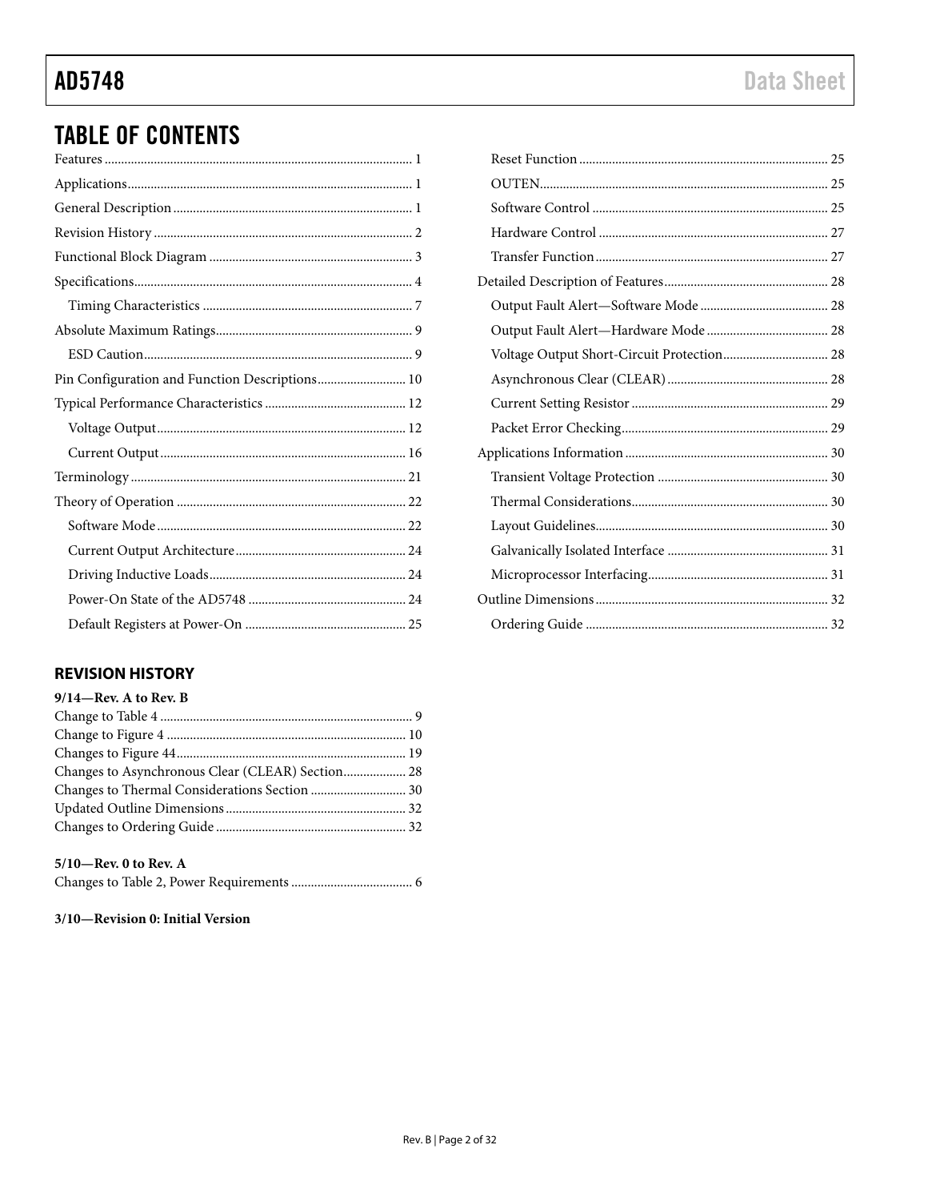## TABLE OF CONTENTS

Features ... 1
Applications ... 1
General Description ... 1
Revision History ... 2
Functional Block Diagram ... 3
Specifications ... 4
- Timing Characteristics ... 7

Absolute Maximum Ratings ... 9
- ESD Caution ... 9

Pin Configuration and Function Descriptions ... 10
Typical Performance Characteristics ... 12
- Voltage Output ... 12
- Current Output ... 16

Terminology ... 21
Theory of Operation ... 22
- Software Mode ... 22
- Current Output Architecture ... 24
- Driving Inductive Loads ... 24
- Power-On State of the AD5748 ... 24
- Default Registers at Power-On ... 25
- Reset Function ... 25
- OUTEN ... 25
- Software Control ... 25
- Hardware Control ... 27
- Transfer Function ... 27

Detailed Description of Features ... 28
- Output Fault Alert—Software Mode ... 28
- Output Fault Alert—Hardware Mode ... 28
- Voltage Output Short-Circuit Protection ... 28
- Asynchronous Clear (CLEAR) ... 28
- Current Setting Resistor ... 29
- Packet Error Checking ... 29

Applications Information ... 30
- Transient Voltage Protection ... 30
- Thermal Considerations ... 30
- Layout Guidelines ... 30
- Galvanically Isolated Interface ... 31
- Microprocessor Interfacing ... 31

Outline Dimensions ... 32
- Ordering Guide ... 32

## REVISION HISTORY

**9/14—Rev. A to Rev. B**

Change to Table 4 ... 9
Change to Figure 4 ... 10
Changes to Figure 44 ... 19
Changes to Asynchronous Clear (CLEAR) Section ... 28
Changes to Thermal Considerations Section ... 30
Updated Outline Dimensions ... 32
Changes to Ordering Guide ... 32

**5/10—Rev. 0 to Rev. A**

Changes to Table 2, Power Requirements ... 6

**3/10—Revision 0: Initial Version**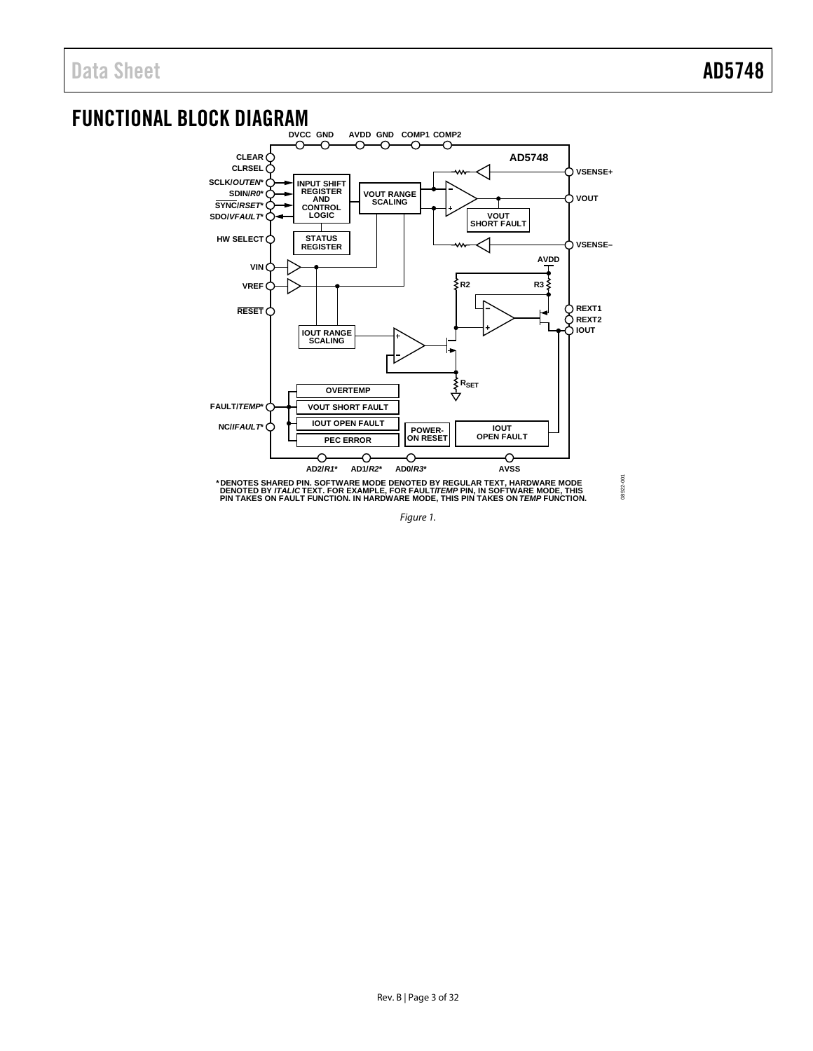## FUNCTIONAL BLOCK DIAGRAM

Figure 1.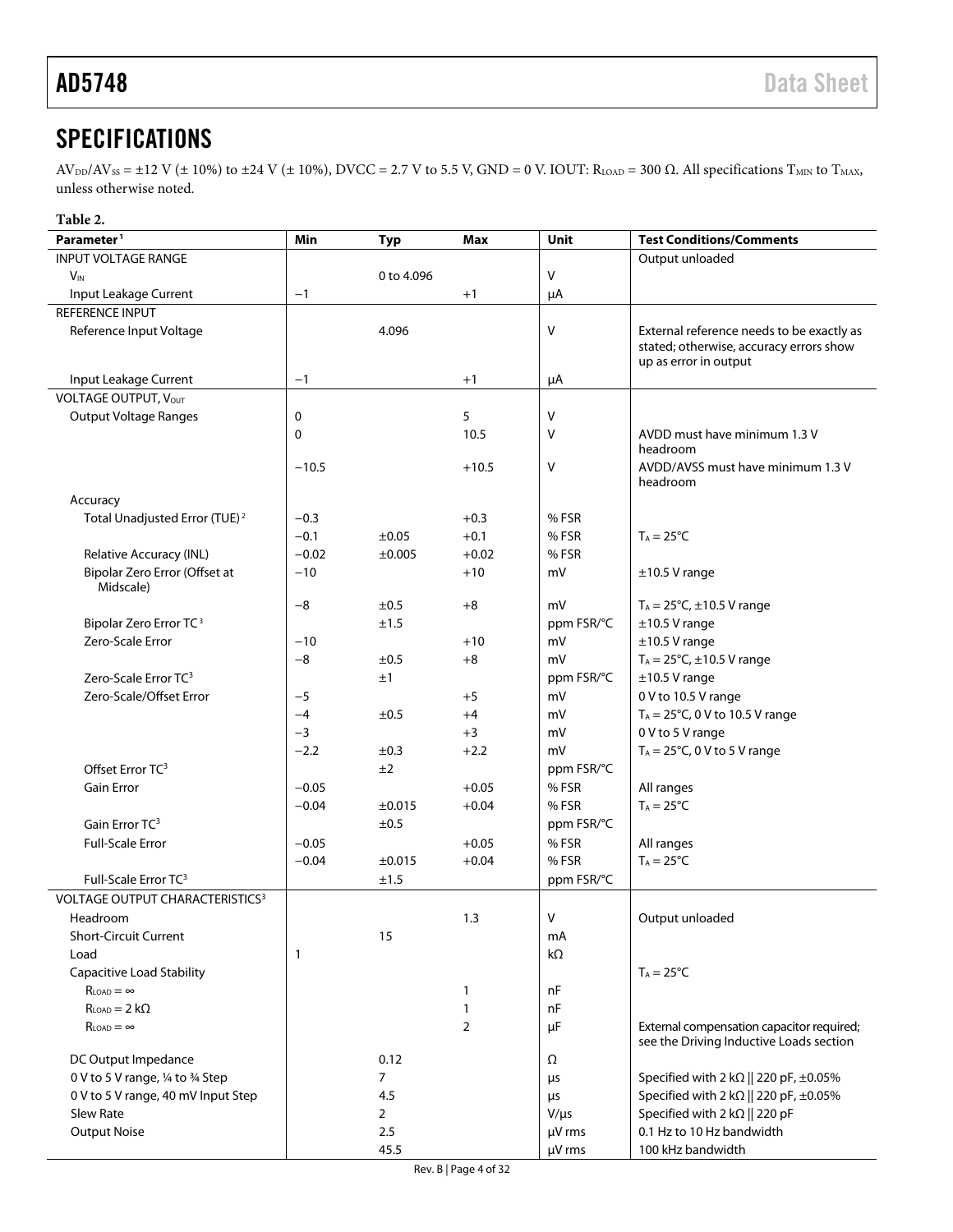## SPECIFICATIONS

$AV_{DD}/AV_{SS}$ = ±12 V (± 10%) to ±24 V (± 10%), DVCC = 2.7 V to 5.5 V, GND = 0 V. IOUT: $R_{LOAD}$ = 300 Ω. All specifications $T_{MIN}$ to $T_{MAX}$, unless otherwise noted.

**Table 2.**

| Parameter[1] | Min | Typ | Max | Unit | Test Conditions/Comments |
|---|---|---|---|---|---|
| INPUT VOLTAGE RANGE | | | | | Output unloaded |
| $V_{IN}$ | | 0 to 4.096 | | V | |
| Input Leakage Current | −1 | | +1 | μA | |
| REFERENCE INPUT | | | | | |
| Reference Input Voltage | | 4.096 | | V | External reference needs to be exactly as stated; otherwise, accuracy errors show up as error in output |
| Input Leakage Current | −1 | | +1 | μA | |
| VOLTAGE OUTPUT, $V_{OUT}$ | | | | | |
| Output Voltage Ranges | 0 | | 5 | V | |
| | 0 | | 10.5 | V | AVDD must have minimum 1.3 V headroom |
| | −10.5 | | +10.5 | V | AVDD/AVSS must have minimum 1.3 V headroom |
| Accuracy | | | | | |
| Total Unadjusted Error (TUE)[2] | −0.3 | | +0.3 | % FSR | |
| | −0.1 | ±0.05 | +0.1 | % FSR | $T_A$ = 25°C |
| Relative Accuracy (INL) | −0.02 | ±0.005 | +0.02 | % FSR | |
| Bipolar Zero Error (Offset at Midscale) | −10 | | +10 | mV | ±10.5 V range |
| | −8 | ±0.5 | +8 | mV | $T_A$ = 25°C, ±10.5 V range |
| Bipolar Zero Error TC[3] | | ±1.5 | | ppm FSR/°C | ±10.5 V range |
| Zero-Scale Error | −10 | | +10 | mV | ±10.5 V range |
| | −8 | ±0.5 | +8 | mV | $T_A$ = 25°C, ±10.5 V range |
| Zero-Scale Error TC[3] | | ±1 | | ppm FSR/°C | ±10.5 V range |
| Zero-Scale/Offset Error | −5 | | +5 | mV | 0 V to 10.5 V range |
| | −4 | ±0.5 | +4 | mV | $T_A$ = 25°C, 0 V to 10.5 V range |
| | −3 | | +3 | mV | 0 V to 5 V range |
| | −2.2 | ±0.3 | +2.2 | mV | $T_A$ = 25°C, 0 V to 5 V range |
| Offset Error TC[3] | | ±2 | | ppm FSR/°C | |
| Gain Error | −0.05 | | +0.05 | % FSR | All ranges |
| | −0.04 | ±0.015 | +0.04 | % FSR | $T_A$ = 25°C |
| Gain Error TC[3] | | ±0.5 | | ppm FSR/°C | |
| Full-Scale Error | −0.05 | | +0.05 | % FSR | All ranges |
| | −0.04 | ±0.015 | +0.04 | % FSR | $T_A$ = 25°C |
| Full-Scale Error TC[3] | | ±1.5 | | ppm FSR/°C | |
| VOLTAGE OUTPUT CHARACTERISTICS[3] | | | | | |
| Headroom | | | 1.3 | V | Output unloaded |
| Short-Circuit Current | | 15 | | mA | |
| Load | 1 | | | kΩ | |
| Capacitive Load Stability | | | | | $T_A$ = 25°C |
| $R_{LOAD}$ = ∞ | | | 1 | nF | |
| $R_{LOAD}$ = 2 kΩ | | | 1 | nF | |
| $R_{LOAD}$ = ∞ | | | 2 | μF | External compensation capacitor required; see the Driving Inductive Loads section |
| DC Output Impedance | | 0.12 | | Ω | |
| 0 V to 5 V range, ¼ to ¾ Step | | 7 | | μs | Specified with 2 kΩ ‖ 220 pF, ±0.05% |
| 0 V to 5 V range, 40 mV Input Step | | 4.5 | | μs | Specified with 2 kΩ ‖ 220 pF, ±0.05% |
| Slew Rate | | 2 | | V/μs | Specified with 2 kΩ ‖ 220 pF |
| Output Noise | | 2.5 | | μV rms | 0.1 Hz to 10 Hz bandwidth |
| | | 45.5 | | μV rms | 100 kHz bandwidth |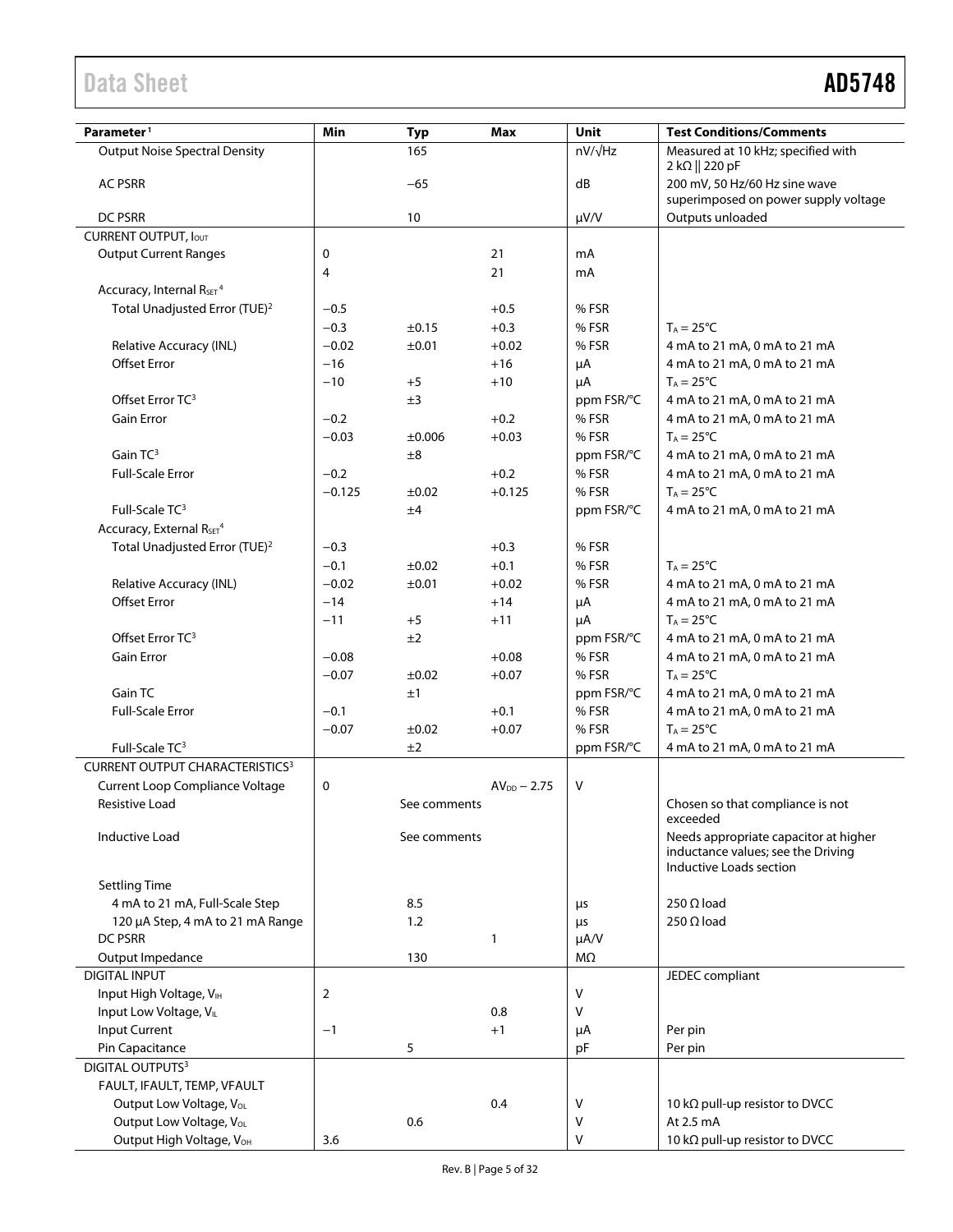| Parameter[1] | Min | Typ | Max | Unit | Test Conditions/Comments |
|---|---|---|---|---|---|
| Output Noise Spectral Density | | 165 | | nV/√Hz | Measured at 10 kHz; specified with 2 kΩ ‖ 220 pF |
| AC PSRR | | −65 | | dB | 200 mV, 50 Hz/60 Hz sine wave superimposed on power supply voltage |
| DC PSRR | | 10 | | μV/V | Outputs unloaded |
| CURRENT OUTPUT, $I_{OUT}$ | | | | | |
| Output Current Ranges | 0 | | 21 | mA | |
| | 4 | | 21 | mA | |
| Accuracy, Internal $R_{SET}$[4] | | | | | |
| Total Unadjusted Error (TUE)[2] | −0.5 | | +0.5 | % FSR | |
| | −0.3 | ±0.15 | +0.3 | % FSR | $T_A = 25°C$ |
| Relative Accuracy (INL) | −0.02 | ±0.01 | +0.02 | % FSR | 4 mA to 21 mA, 0 mA to 21 mA |
| Offset Error | −16 | | +16 | μA | 4 mA to 21 mA, 0 mA to 21 mA |
| | −10 | +5 | +10 | μA | $T_A = 25°C$ |
| Offset Error TC[3] | | ±3 | | ppm FSR/°C | 4 mA to 21 mA, 0 mA to 21 mA |
| Gain Error | −0.2 | | +0.2 | % FSR | 4 mA to 21 mA, 0 mA to 21 mA |
| | −0.03 | ±0.006 | +0.03 | % FSR | $T_A = 25°C$ |
| Gain TC[3] | | ±8 | | ppm FSR/°C | 4 mA to 21 mA, 0 mA to 21 mA |
| Full-Scale Error | −0.2 | | +0.2 | % FSR | 4 mA to 21 mA, 0 mA to 21 mA |
| | −0.125 | ±0.02 | +0.125 | % FSR | $T_A = 25°C$ |
| Full-Scale TC[3] | | ±4 | | ppm FSR/°C | 4 mA to 21 mA, 0 mA to 21 mA |
| Accuracy, External $R_{SET}$[4] | | | | | |
| Total Unadjusted Error (TUE)[2] | −0.3 | | +0.3 | % FSR | |
| | −0.1 | ±0.02 | +0.1 | % FSR | $T_A = 25°C$ |
| Relative Accuracy (INL) | −0.02 | ±0.01 | +0.02 | % FSR | 4 mA to 21 mA, 0 mA to 21 mA |
| Offset Error | −14 | | +14 | μA | 4 mA to 21 mA, 0 mA to 21 mA |
| | −11 | +5 | +11 | μA | $T_A = 25°C$ |
| Offset Error TC[3] | | ±2 | | ppm FSR/°C | 4 mA to 21 mA, 0 mA to 21 mA |
| Gain Error | −0.08 | | +0.08 | % FSR | 4 mA to 21 mA, 0 mA to 21 mA |
| | −0.07 | ±0.02 | +0.07 | % FSR | $T_A = 25°C$ |
| Gain TC | | ±1 | | ppm FSR/°C | 4 mA to 21 mA, 0 mA to 21 mA |
| Full-Scale Error | −0.1 | | +0.1 | % FSR | 4 mA to 21 mA, 0 mA to 21 mA |
| | −0.07 | ±0.02 | +0.07 | % FSR | $T_A = 25°C$ |
| Full-Scale TC[3] | | ±2 | | ppm FSR/°C | 4 mA to 21 mA, 0 mA to 21 mA |
| CURRENT OUTPUT CHARACTERISTICS[3] | | | | | |
| Current Loop Compliance Voltage | 0 | | $AV_{DD} − 2.75$ | V | |
| Resistive Load | | See comments | | | Chosen so that compliance is not exceeded |
| Inductive Load | | See comments | | | Needs appropriate capacitor at higher inductance values; see the Driving Inductive Loads section |
| Settling Time | | | | | |
| 4 mA to 21 mA, Full-Scale Step | | 8.5 | | μs | 250 Ω load |
| 120 μA Step, 4 mA to 21 mA Range | | 1.2 | | μs | 250 Ω load |
| DC PSRR | | | 1 | μA/V | |
| Output Impedance | | 130 | | MΩ | |
| DIGITAL INPUT | | | | | JEDEC compliant |
| Input High Voltage, $V_{IH}$ | 2 | | | V | |
| Input Low Voltage, $V_{IL}$ | | | 0.8 | V | |
| Input Current | −1 | | +1 | μA | Per pin |
| Pin Capacitance | | 5 | | pF | Per pin |
| DIGITAL OUTPUTS[3] | | | | | |
| FAULT, IFAULT, TEMP, VFAULT | | | | | |
| Output Low Voltage, $V_{OL}$ | | | 0.4 | V | 10 kΩ pull-up resistor to DVCC |
| Output Low Voltage, $V_{OL}$ | | 0.6 | | V | At 2.5 mA |
| Output High Voltage, $V_{OH}$ | 3.6 | | | V | 10 kΩ pull-up resistor to DVCC |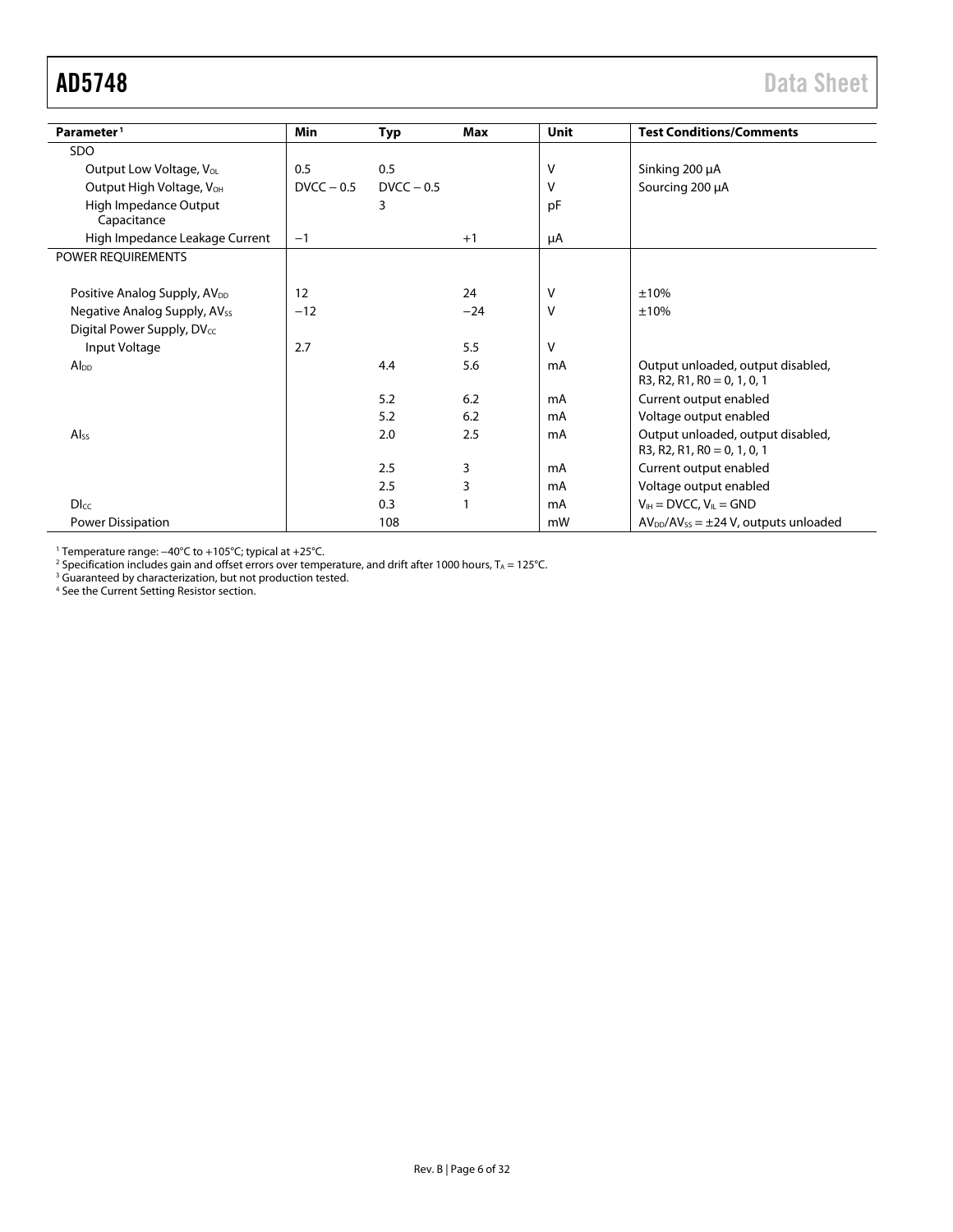| Parameter[1] | Min | Typ | Max | Unit | Test Conditions/Comments |
|---|---|---|---|---|---|
| SDO | | | | | |
| Output Low Voltage, $V_{OL}$ | 0.5 | 0.5 | | V | Sinking 200 μA |
| Output High Voltage, $V_{OH}$ | DVCC − 0.5 | DVCC − 0.5 | | V | Sourcing 200 μA |
| High Impedance Output Capacitance | | 3 | | pF | |
| High Impedance Leakage Current | −1 | | +1 | μA | |
| POWER REQUIREMENTS | | | | | |
| Positive Analog Supply, $AV_{DD}$ | 12 | | 24 | V | ±10% |
| Negative Analog Supply, $AV_{SS}$ | −12 | | −24 | V | ±10% |
| Digital Power Supply, $DV_{CC}$ | | | | | |
| Input Voltage | 2.7 | | 5.5 | V | |
| $AI_{DD}$ | | 4.4 | 5.6 | mA | Output unloaded, output disabled, R3, R2, R1, R0 = 0, 1, 0, 1 |
| | | 5.2 | 6.2 | mA | Current output enabled |
| | | 5.2 | 6.2 | mA | Voltage output enabled |
| $AI_{SS}$ | | 2.0 | 2.5 | mA | Output unloaded, output disabled, R3, R2, R1, R0 = 0, 1, 0, 1 |
| | | 2.5 | 3 | mA | Current output enabled |
| | | 2.5 | 3 | mA | Voltage output enabled |
| $DI_{CC}$ | | 0.3 | 1 | mA | $V_{IH}$ = DVCC, $V_{IL}$ = GND |
| Power Dissipation | | 108 | | mW | $AV_{DD}/AV_{SS}$ = ±24 V, outputs unloaded |

[1] Temperature range: −40°C to +105°C; typical at +25°C.
[2] Specification includes gain and offset errors over temperature, and drift after 1000 hours, $T_A$ = 125°C.
[3] Guaranteed by characterization, but not production tested.
[4] See the Current Setting Resistor section.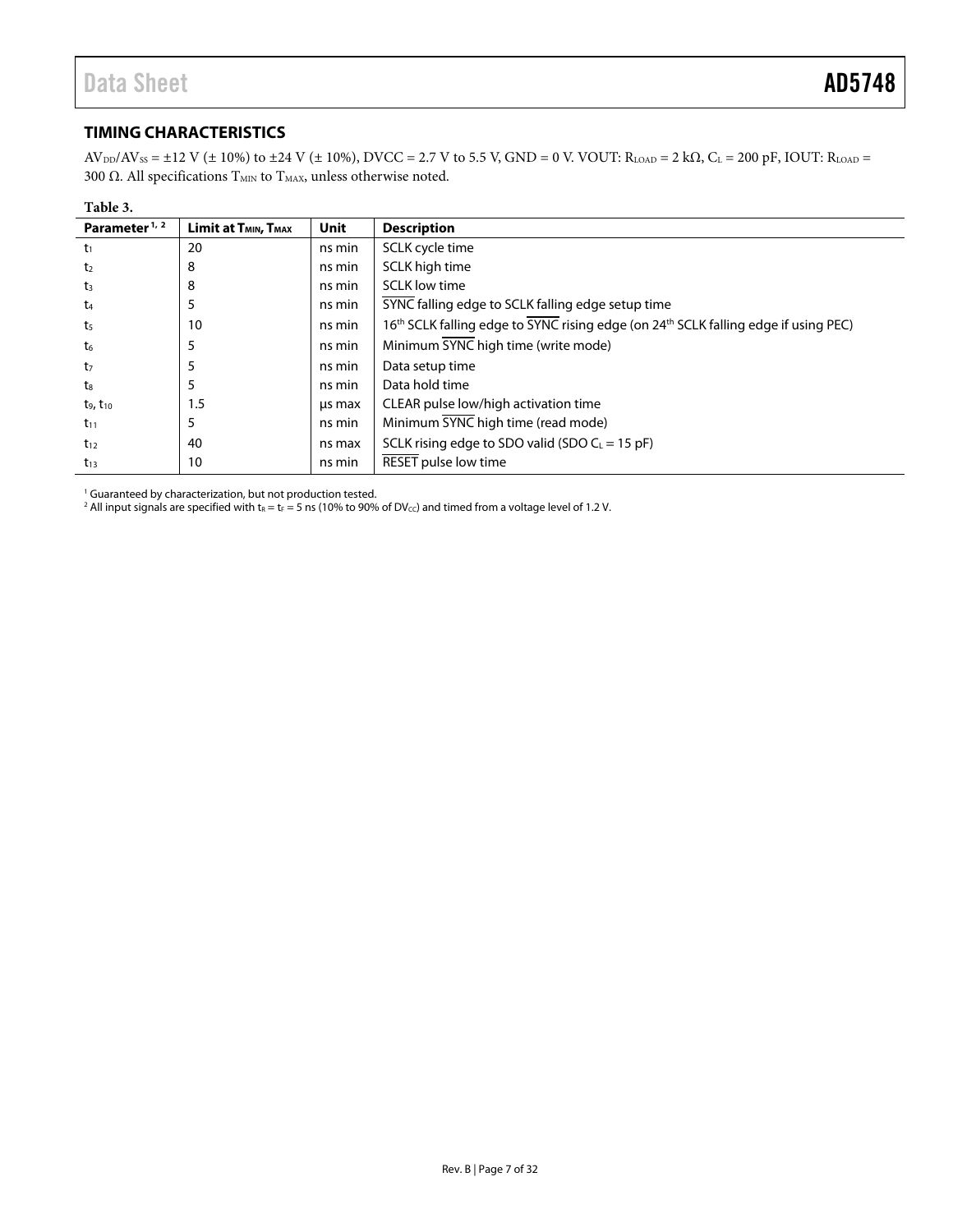## TIMING CHARACTERISTICS

$AV_{DD}/AV_{SS}$ = ±12 V (± 10%) to ±24 V (± 10%), DVCC = 2.7 V to 5.5 V, GND = 0 V. VOUT: $R_{LOAD}$ = 2 kΩ, $C_L$ = 200 pF, IOUT: $R_{LOAD}$ = 300 Ω. All specifications $T_{MIN}$ to $T_{MAX}$, unless otherwise noted.

**Table 3.**

| Parameter [1, 2] | Limit at $T_{MIN}$, $T_{MAX}$ | Unit | Description |
|---|---|---|---|
| $t_1$ | 20 | ns min | SCLK cycle time |
| $t_2$ | 8 | ns min | SCLK high time |
| $t_3$ | 8 | ns min | SCLK low time |
| $t_4$ | 5 | ns min | $\overline{SYNC}$ falling edge to SCLK falling edge setup time |
| $t_5$ | 10 | ns min | 16th SCLK falling edge to $\overline{SYNC}$ rising edge (on 24th SCLK falling edge if using PEC) |
| $t_6$ | 5 | ns min | Minimum $\overline{SYNC}$ high time (write mode) |
| $t_7$ | 5 | ns min | Data setup time |
| $t_8$ | 5 | ns min | Data hold time |
| $t_9$, $t_{10}$ | 1.5 | µs max | CLEAR pulse low/high activation time |
| $t_{11}$ | 5 | ns min | Minimum $\overline{SYNC}$ high time (read mode) |
| $t_{12}$ | 40 | ns max | SCLK rising edge to SDO valid (SDO $C_L$ = 15 pF) |
| $t_{13}$ | 10 | ns min | $\overline{RESET}$ pulse low time |

[1] Guaranteed by characterization, but not production tested.
[2] All input signals are specified with $t_R = t_F$ = 5 ns (10% to 90% of $DV_{CC}$) and timed from a voltage level of 1.2 V.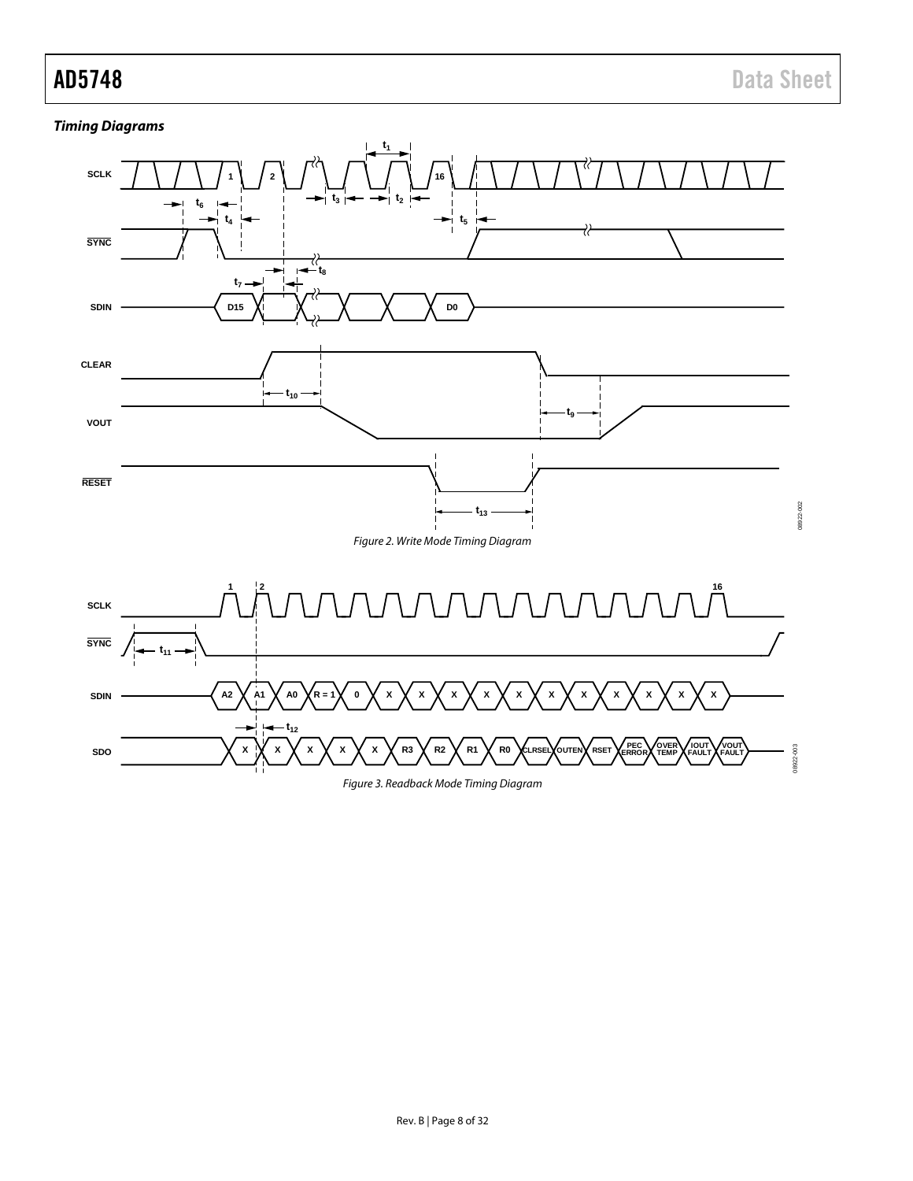### *Timing Diagrams*

*Figure 2. Write Mode Timing Diagram*

*Figure 3. Readback Mode Timing Diagram*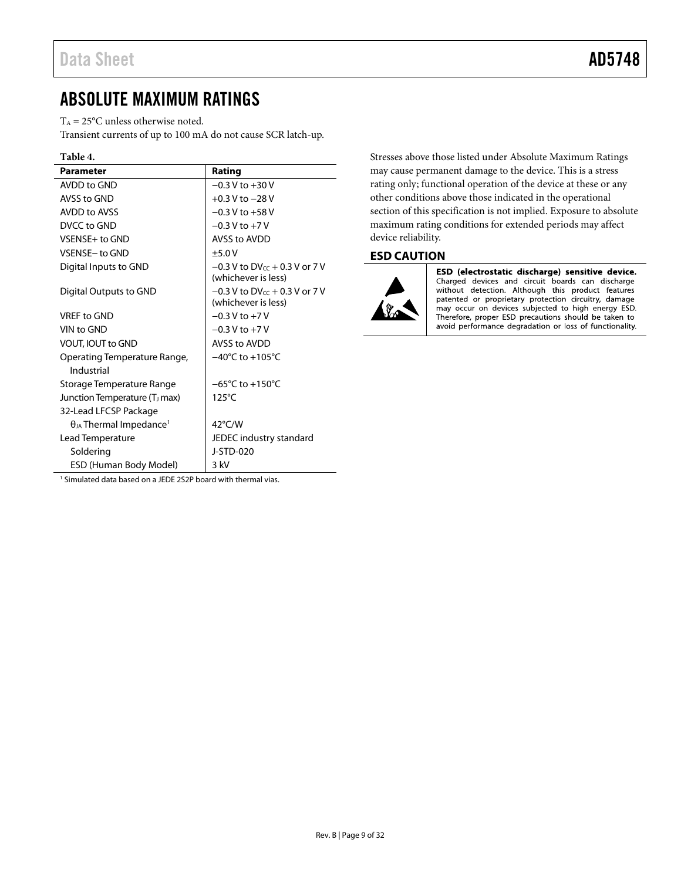## ABSOLUTE MAXIMUM RATINGS

$T_A$ = 25°C unless otherwise noted.

Transient currents of up to 100 mA do not cause SCR latch-up.

**Table 4.**

| Parameter | Rating |
|---|---|
| AVDD to GND | −0.3 V to +30 V |
| AVSS to GND | +0.3 V to −28 V |
| AVDD to AVSS | −0.3 V to +58 V |
| DVCC to GND | −0.3 V to +7 V |
| VSENSE+ to GND | AVSS to AVDD |
| VSENSE− to GND | ±5.0 V |
| Digital Inputs to GND | −0.3 V to $DV_{CC}$ + 0.3 V or 7 V (whichever is less) |
| Digital Outputs to GND | −0.3 V to $DV_{CC}$ + 0.3 V or 7 V (whichever is less) |
| VREF to GND | −0.3 V to +7 V |
| VIN to GND | −0.3 V to +7 V |
| VOUT, IOUT to GND | AVSS to AVDD |
| Operating Temperature Range, Industrial | −40°C to +105°C |
| Storage Temperature Range | −65°C to +150°C |
| Junction Temperature ($T_J$ max) | 125°C |
| 32-Lead LFCSP Package | |
| $\theta_{JA}$ Thermal Impedance[1] | 42°C/W |
| Lead Temperature | JEDEC industry standard |
| Soldering | J-STD-020 |
| ESD (Human Body Model) | 3 kV |

[1] Simulated data based on a JEDE 2S2P board with thermal vias.

Stresses above those listed under Absolute Maximum Ratings may cause permanent damage to the device. This is a stress rating only; functional operation of the device at these or any other conditions above those indicated in the operational section of this specification is not implied. Exposure to absolute maximum rating conditions for extended periods may affect device reliability.

### ESD CAUTION

**ESD (electrostatic discharge) sensitive device.** Charged devices and circuit boards can discharge without detection. Although this product features patented or proprietary protection circuitry, damage may occur on devices subjected to high energy ESD. Therefore, proper ESD precautions should be taken to avoid performance degradation or loss of functionality.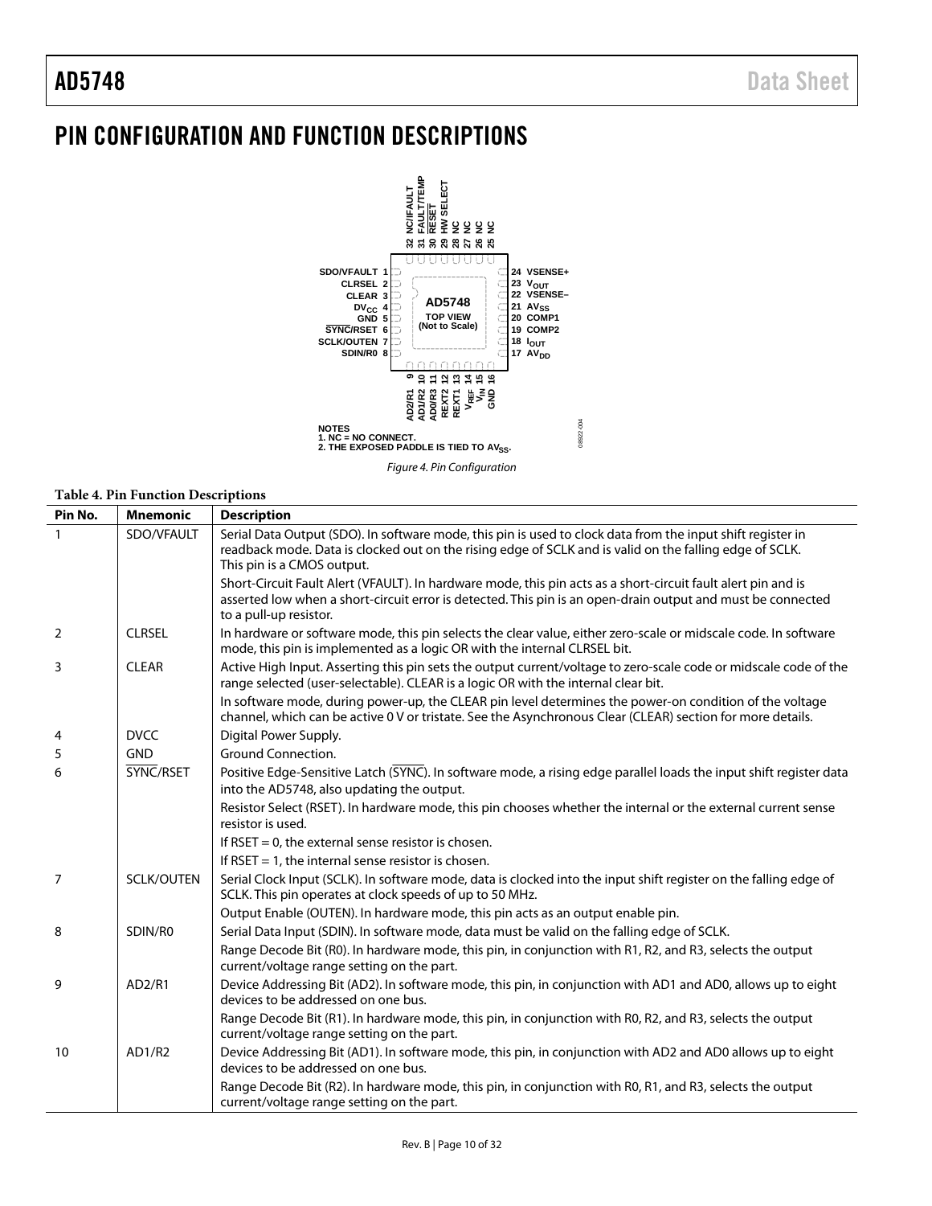# PIN CONFIGURATION AND FUNCTION DESCRIPTIONS

NOTES
1. NC = NO CONNECT.
2. THE EXPOSED PADDLE IS TIED TO $AV_{SS}$.

*Figure 4. Pin Configuration*

**Table 4. Pin Function Descriptions**

| Pin No. | Mnemonic | Description |
|---|---|---|
| 1 | SDO/VFAULT | Serial Data Output (SDO). In software mode, this pin is used to clock data from the input shift register in readback mode. Data is clocked out on the rising edge of SCLK and is valid on the falling edge of SCLK. This pin is a CMOS output. |
| | | Short-Circuit Fault Alert (VFAULT). In hardware mode, this pin acts as a short-circuit fault alert pin and is asserted low when a short-circuit error is detected. This pin is an open-drain output and must be connected to a pull-up resistor. |
| 2 | CLRSEL | In hardware or software mode, this pin selects the clear value, either zero-scale or midscale code. In software mode, this pin is implemented as a logic OR with the internal CLRSEL bit. |
| 3 | CLEAR | Active High Input. Asserting this pin sets the output current/voltage to zero-scale code or midscale code of the range selected (user-selectable). CLEAR is a logic OR with the internal clear bit. |
| | | In software mode, during power-up, the CLEAR pin level determines the power-on condition of the voltage channel, which can be active 0 V or tristate. See the Asynchronous Clear (CLEAR) section for more details. |
| 4 | DVCC | Digital Power Supply. |
| 5 | GND | Ground Connection. |
| 6 | $\overline{\text{SYNC}}$/RSET | Positive Edge-Sensitive Latch ($\overline{\text{SYNC}}$). In software mode, a rising edge parallel loads the input shift register data into the AD5748, also updating the output. |
| | | Resistor Select (RSET). In hardware mode, this pin chooses whether the internal or the external current sense resistor is used. |
| | | If RSET = 0, the external sense resistor is chosen. |
| | | If RSET = 1, the internal sense resistor is chosen. |
| 7 | SCLK/OUTEN | Serial Clock Input (SCLK). In software mode, data is clocked into the input shift register on the falling edge of SCLK. This pin operates at clock speeds of up to 50 MHz. |
| | | Output Enable (OUTEN). In hardware mode, this pin acts as an output enable pin. |
| 8 | SDIN/R0 | Serial Data Input (SDIN). In software mode, data must be valid on the falling edge of SCLK. |
| | | Range Decode Bit (R0). In hardware mode, this pin, in conjunction with R1, R2, and R3, selects the output current/voltage range setting on the part. |
| 9 | AD2/R1 | Device Addressing Bit (AD2). In software mode, this pin, in conjunction with AD1 and AD0, allows up to eight devices to be addressed on one bus. |
| | | Range Decode Bit (R1). In hardware mode, this pin, in conjunction with R0, R2, and R3, selects the output current/voltage range setting on the part. |
| 10 | AD1/R2 | Device Addressing Bit (AD1). In software mode, this pin, in conjunction with AD2 and AD0 allows up to eight devices to be addressed on one bus. |
| | | Range Decode Bit (R2). In hardware mode, this pin, in conjunction with R0, R1, and R3, selects the output current/voltage range setting on the part. |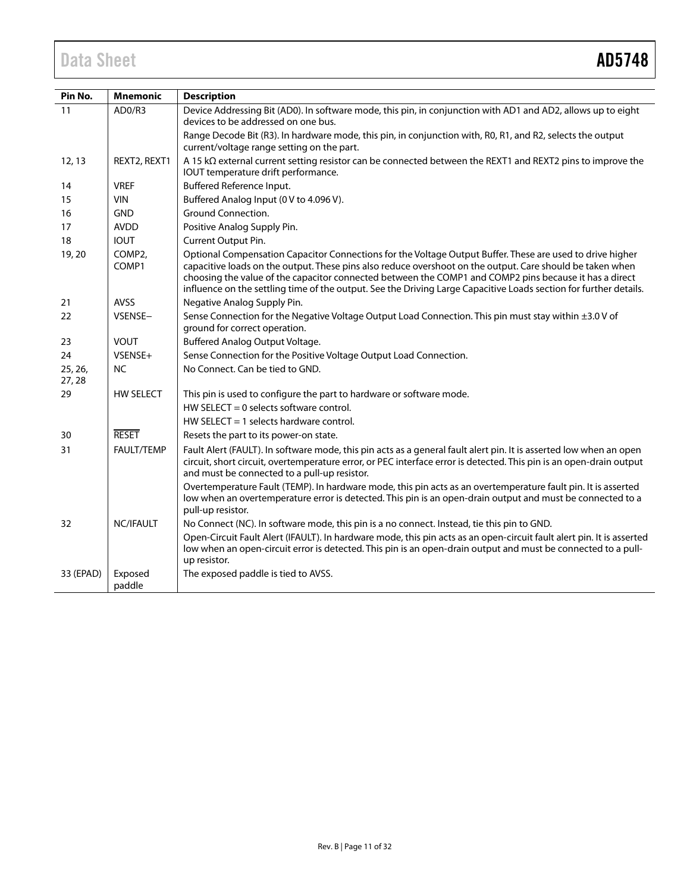| Pin No. | Mnemonic | Description |
|---|---|---|
| 11 | AD0/R3 | Device Addressing Bit (AD0). In software mode, this pin, in conjunction with AD1 and AD2, allows up to eight devices to be addressed on one bus. |
| | | Range Decode Bit (R3). In hardware mode, this pin, in conjunction with, R0, R1, and R2, selects the output current/voltage range setting on the part. |
| 12, 13 | REXT2, REXT1 | A 15 kΩ external current setting resistor can be connected between the REXT1 and REXT2 pins to improve the IOUT temperature drift performance. |
| 14 | VREF | Buffered Reference Input. |
| 15 | VIN | Buffered Analog Input (0 V to 4.096 V). |
| 16 | GND | Ground Connection. |
| 17 | AVDD | Positive Analog Supply Pin. |
| 18 | IOUT | Current Output Pin. |
| 19, 20 | COMP2, COMP1 | Optional Compensation Capacitor Connections for the Voltage Output Buffer. These are used to drive higher capacitive loads on the output. These pins also reduce overshoot on the output. Care should be taken when choosing the value of the capacitor connected between the COMP1 and COMP2 pins because it has a direct influence on the settling time of the output. See the Driving Large Capacitive Loads section for further details. |
| 21 | AVSS | Negative Analog Supply Pin. |
| 22 | VSENSE− | Sense Connection for the Negative Voltage Output Load Connection. This pin must stay within ±3.0 V of ground for correct operation. |
| 23 | VOUT | Buffered Analog Output Voltage. |
| 24 | VSENSE+ | Sense Connection for the Positive Voltage Output Load Connection. |
| 25, 26, 27, 28 | NC | No Connect. Can be tied to GND. |
| 29 | HW SELECT | This pin is used to configure the part to hardware or software mode. |
| | | HW SELECT = 0 selects software control. |
| | | HW SELECT = 1 selects hardware control. |
| 30 | $\overline{\text{RESET}}$ | Resets the part to its power-on state. |
| 31 | FAULT/TEMP | Fault Alert (FAULT). In software mode, this pin acts as a general fault alert pin. It is asserted low when an open circuit, short circuit, overtemperature error, or PEC interface error is detected. This pin is an open-drain output and must be connected to a pull-up resistor. |
| | | Overtemperature Fault (TEMP). In hardware mode, this pin acts as an overtemperature fault pin. It is asserted low when an overtemperature error is detected. This pin is an open-drain output and must be connected to a pull-up resistor. |
| 32 | NC/IFAULT | No Connect (NC). In software mode, this pin is a no connect. Instead, tie this pin to GND. |
| | | Open-Circuit Fault Alert (IFAULT). In hardware mode, this pin acts as an open-circuit fault alert pin. It is asserted low when an open-circuit error is detected. This pin is an open-drain output and must be connected to a pull-up resistor. |
| 33 (EPAD) | Exposed paddle | The exposed paddle is tied to AVSS. |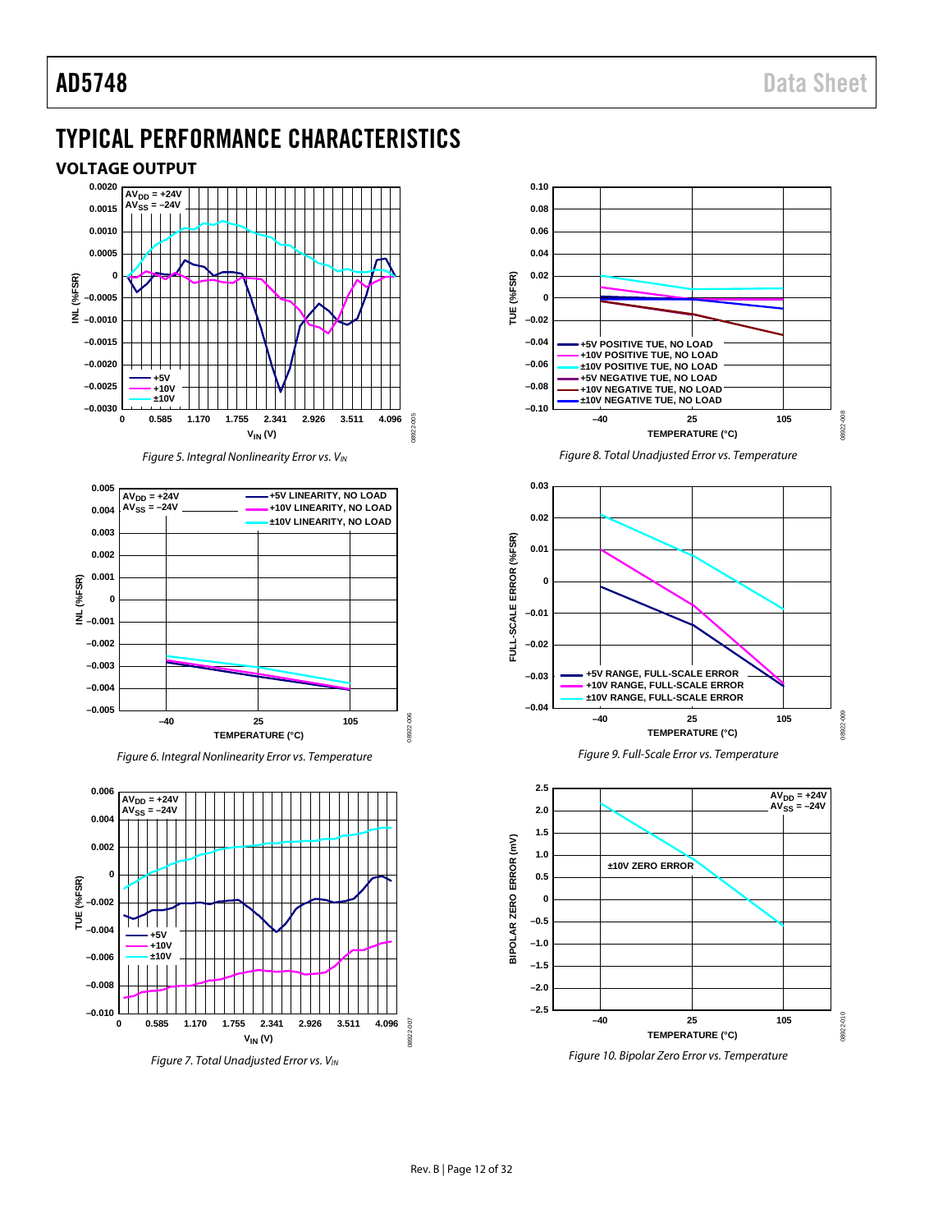# TYPICAL PERFORMANCE CHARACTERISTICS

## VOLTAGE OUTPUT

Figure 5. Integral Nonlinearity Error vs. $V_{IN}$

Figure 6. Integral Nonlinearity Error vs. Temperature

Figure 7. Total Unadjusted Error vs. $V_{IN}$

Figure 8. Total Unadjusted Error vs. Temperature

Figure 9. Full-Scale Error vs. Temperature

Figure 10. Bipolar Zero Error vs. Temperature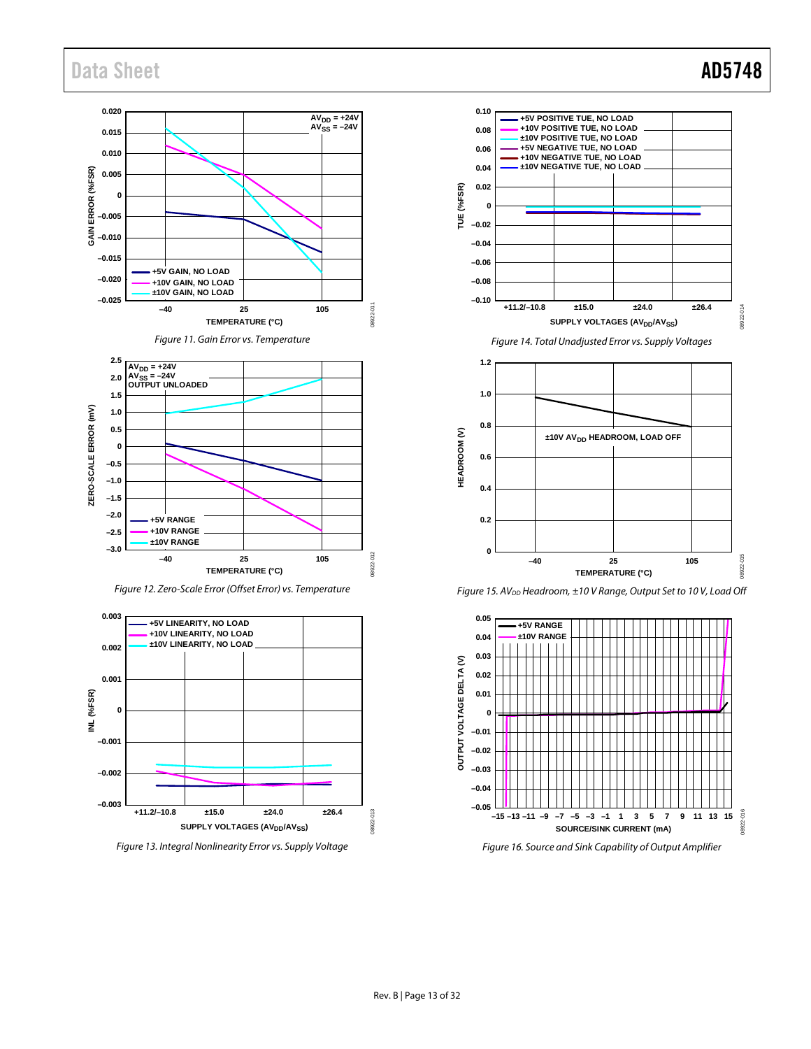Figure 11. Gain Error vs. Temperature

Figure 12. Zero-Scale Error (Offset Error) vs. Temperature

Figure 13. Integral Nonlinearity Error vs. Supply Voltage

Figure 14. Total Unadjusted Error vs. Supply Voltages

Figure 15. $AV_{DD}$ Headroom, ±10 V Range, Output Set to 10 V, Load Off

Figure 16. Source and Sink Capability of Output Amplifier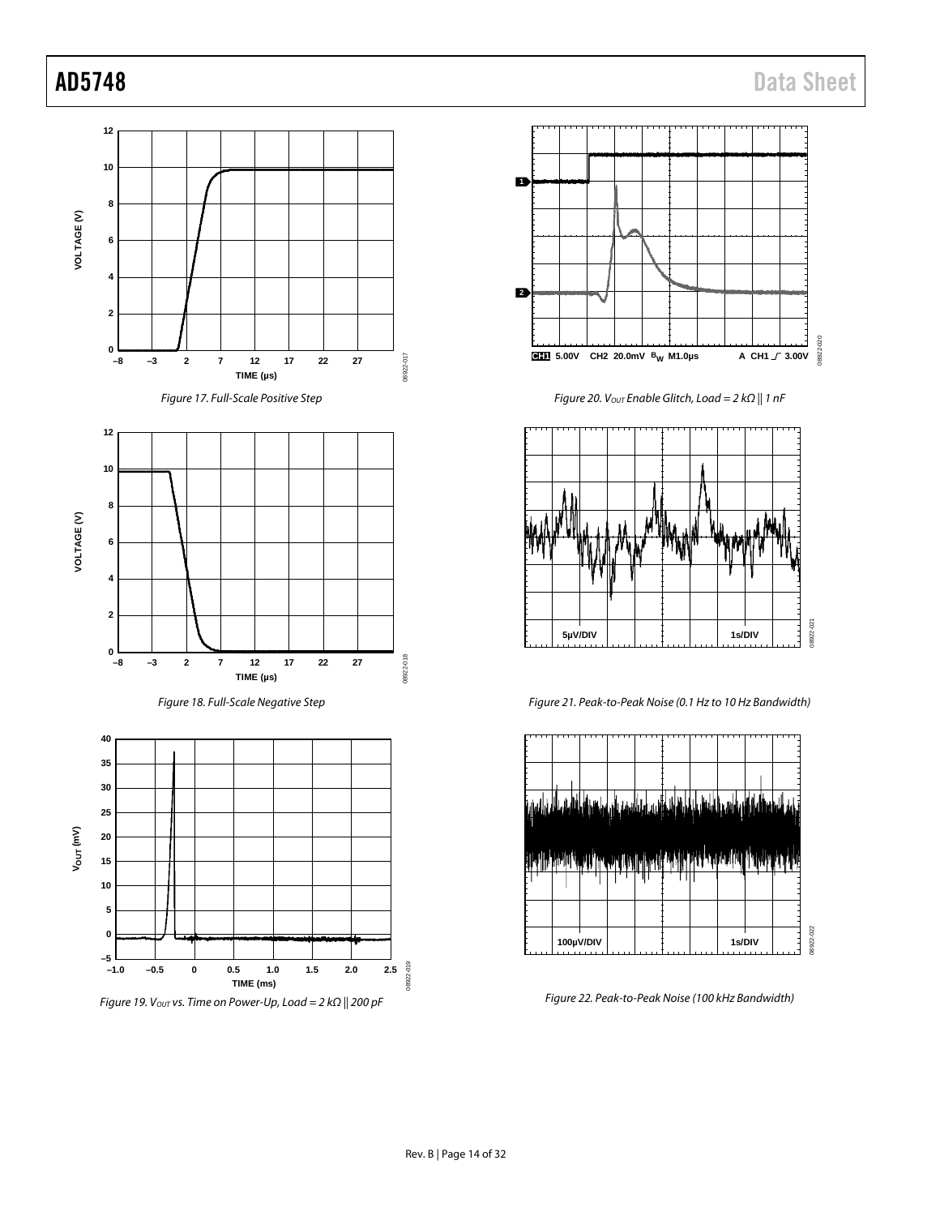Figure 17. Full-Scale Positive Step

Figure 18. Full-Scale Negative Step

Figure 19. $V_{OUT}$ vs. Time on Power-Up, Load = 2 kΩ || 200 pF

Figure 20. $V_{OUT}$ Enable Glitch, Load = 2 kΩ || 1 nF

Figure 21. Peak-to-Peak Noise (0.1 Hz to 10 Hz Bandwidth)

Figure 22. Peak-to-Peak Noise (100 kHz Bandwidth)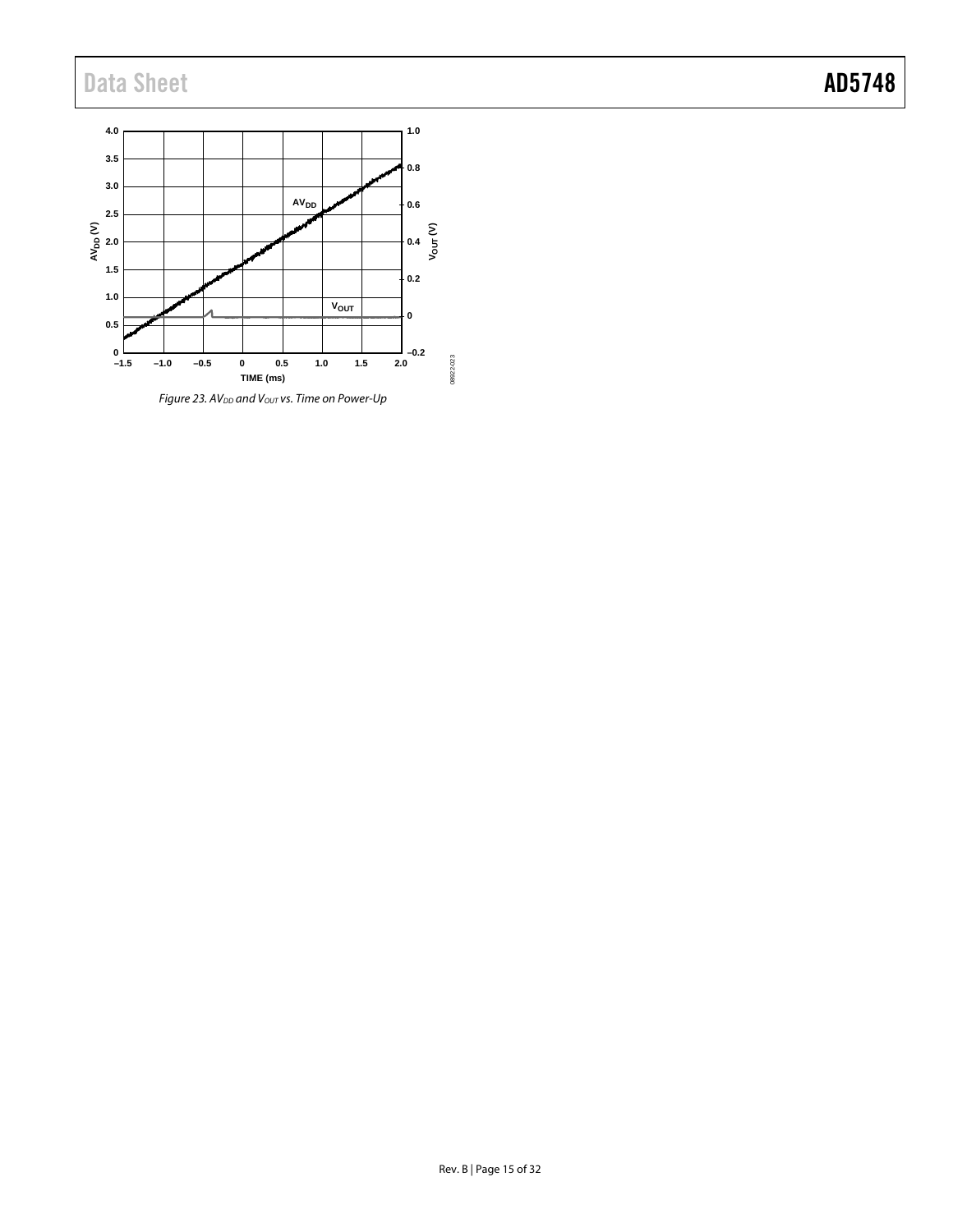*Figure 23. $AV_{DD}$ and $V_{OUT}$ vs. Time on Power-Up*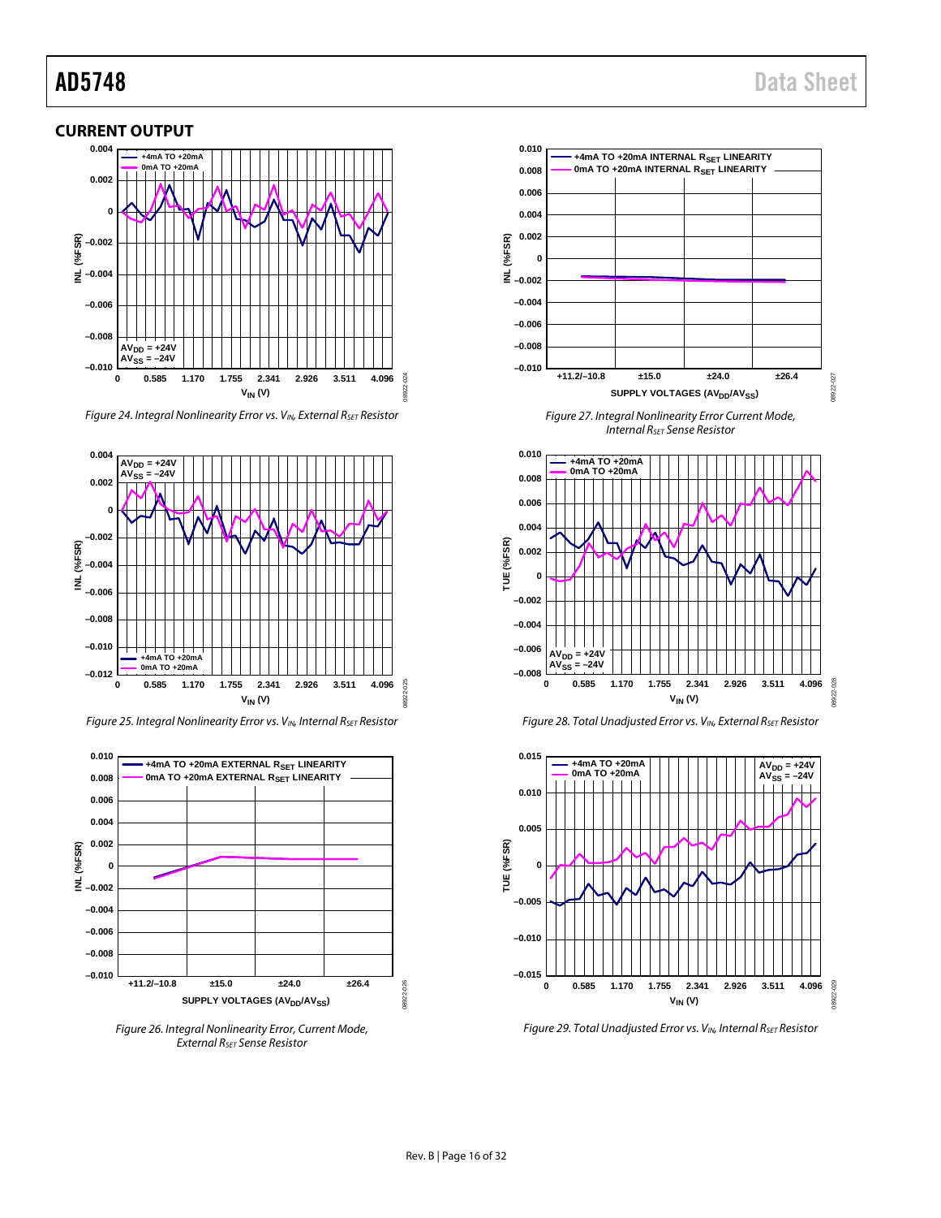## CURRENT OUTPUT

Figure 24. Integral Nonlinearity Error vs. $V_{IN}$, External $R_{SET}$ Resistor

Figure 25. Integral Nonlinearity Error vs. $V_{IN}$, Internal $R_{SET}$ Resistor

Figure 26. Integral Nonlinearity Error, Current Mode, External $R_{SET}$ Sense Resistor

Figure 27. Integral Nonlinearity Error Current Mode, Internal $R_{SET}$ Sense Resistor

Figure 28. Total Unadjusted Error vs. $V_{IN}$, External $R_{SET}$ Resistor

Figure 29. Total Unadjusted Error vs. $V_{IN}$, Internal $R_{SET}$ Resistor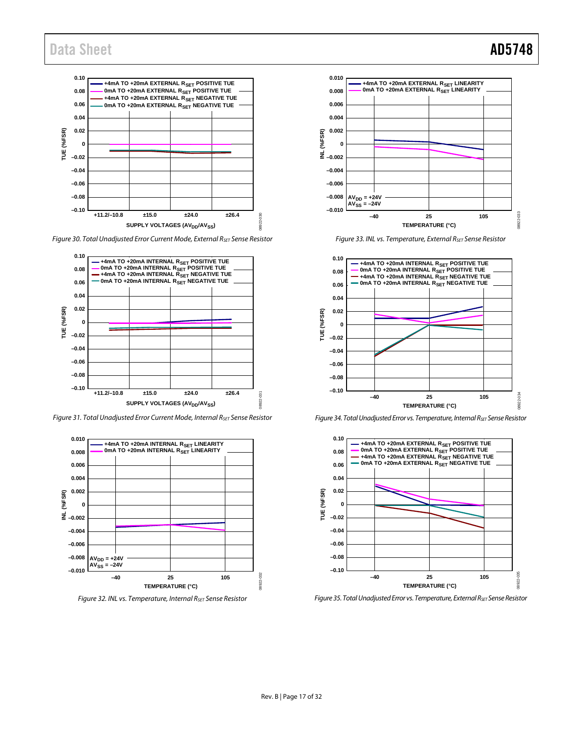Figure 30. Total Unadjusted Error Current Mode, External $R_{SET}$ Sense Resistor

Figure 31. Total Unadjusted Error Current Mode, Internal $R_{SET}$ Sense Resistor

Figure 32. INL vs. Temperature, Internal $R_{SET}$ Sense Resistor

Figure 33. INL vs. Temperature, External $R_{SET}$ Sense Resistor

Figure 34. Total Unadjusted Error vs. Temperature, Internal $R_{SET}$ Sense Resistor

Figure 35. Total Unadjusted Error vs. Temperature, External $R_{SET}$ Sense Resistor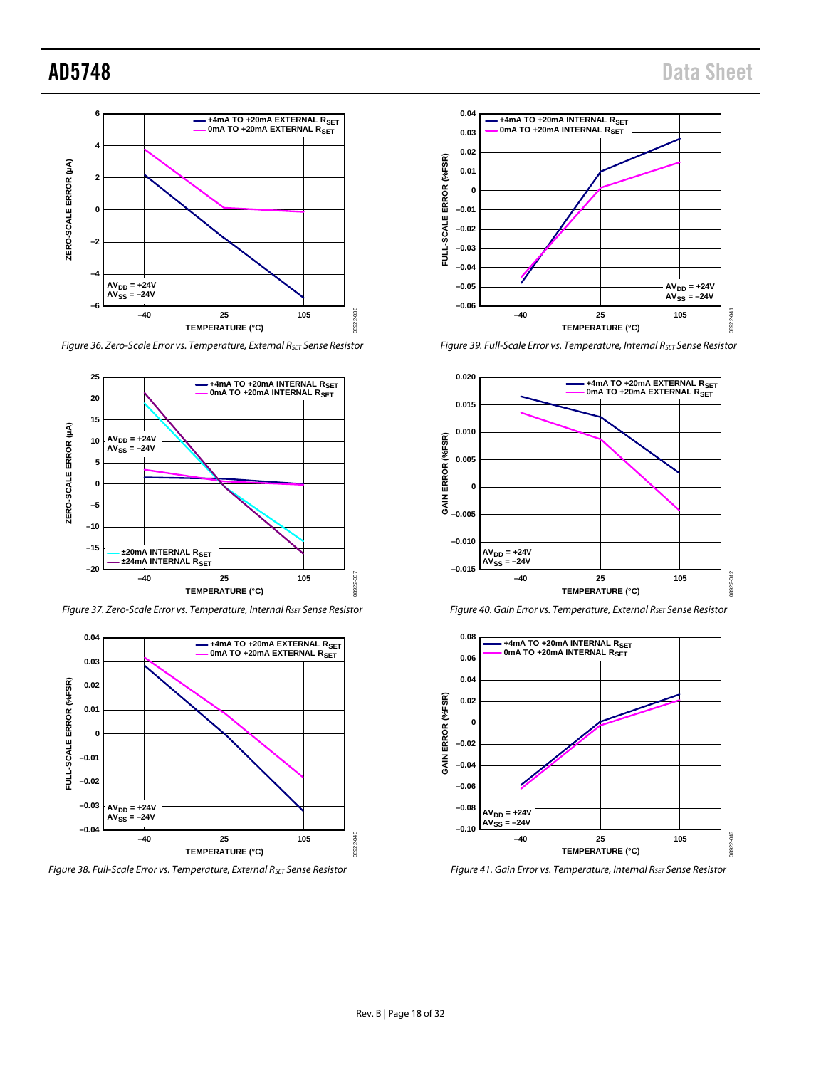Figure 36. Zero-Scale Error vs. Temperature, External $R_{SET}$ Sense Resistor

Figure 37. Zero-Scale Error vs. Temperature, Internal $R_{SET}$ Sense Resistor

Figure 38. Full-Scale Error vs. Temperature, External $R_{SET}$ Sense Resistor

Figure 39. Full-Scale Error vs. Temperature, Internal $R_{SET}$ Sense Resistor

Figure 40. Gain Error vs. Temperature, External $R_{SET}$ Sense Resistor

Figure 41. Gain Error vs. Temperature, Internal $R_{SET}$ Sense Resistor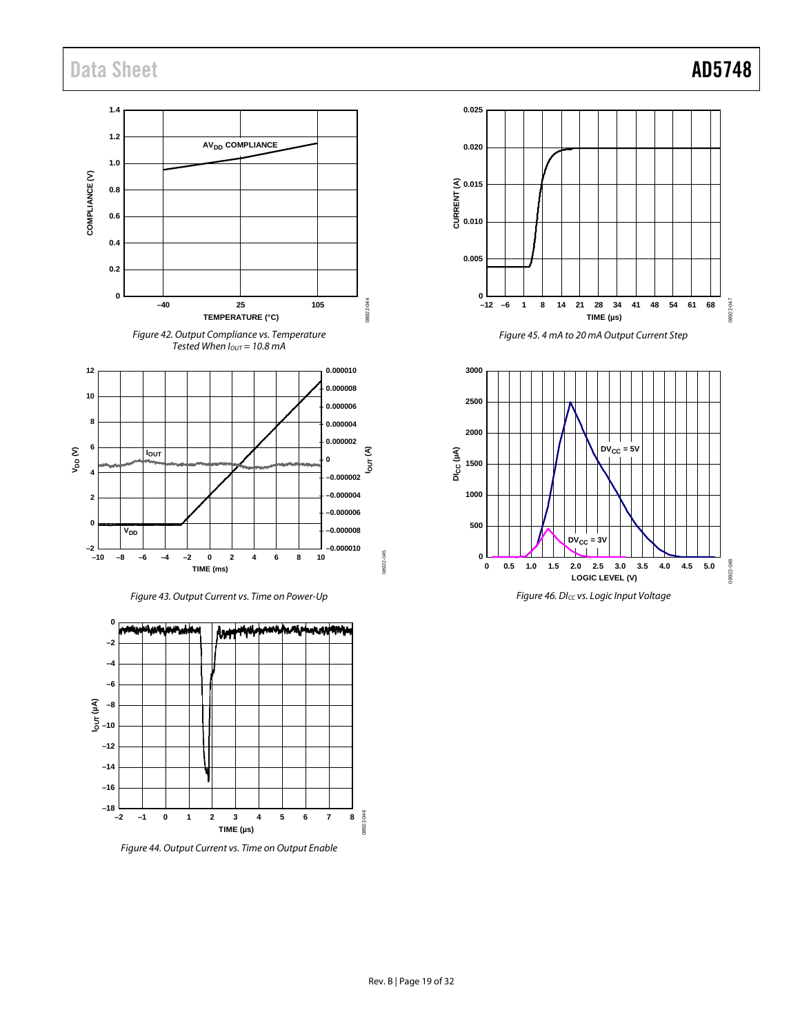Figure 42. Output Compliance vs. Temperature Tested When $I_{OUT}$ = 10.8 mA

Figure 43. Output Current vs. Time on Power-Up

Figure 44. Output Current vs. Time on Output Enable

Figure 45. 4 mA to 20 mA Output Current Step

Figure 46. $DI_{CC}$ vs. Logic Input Voltage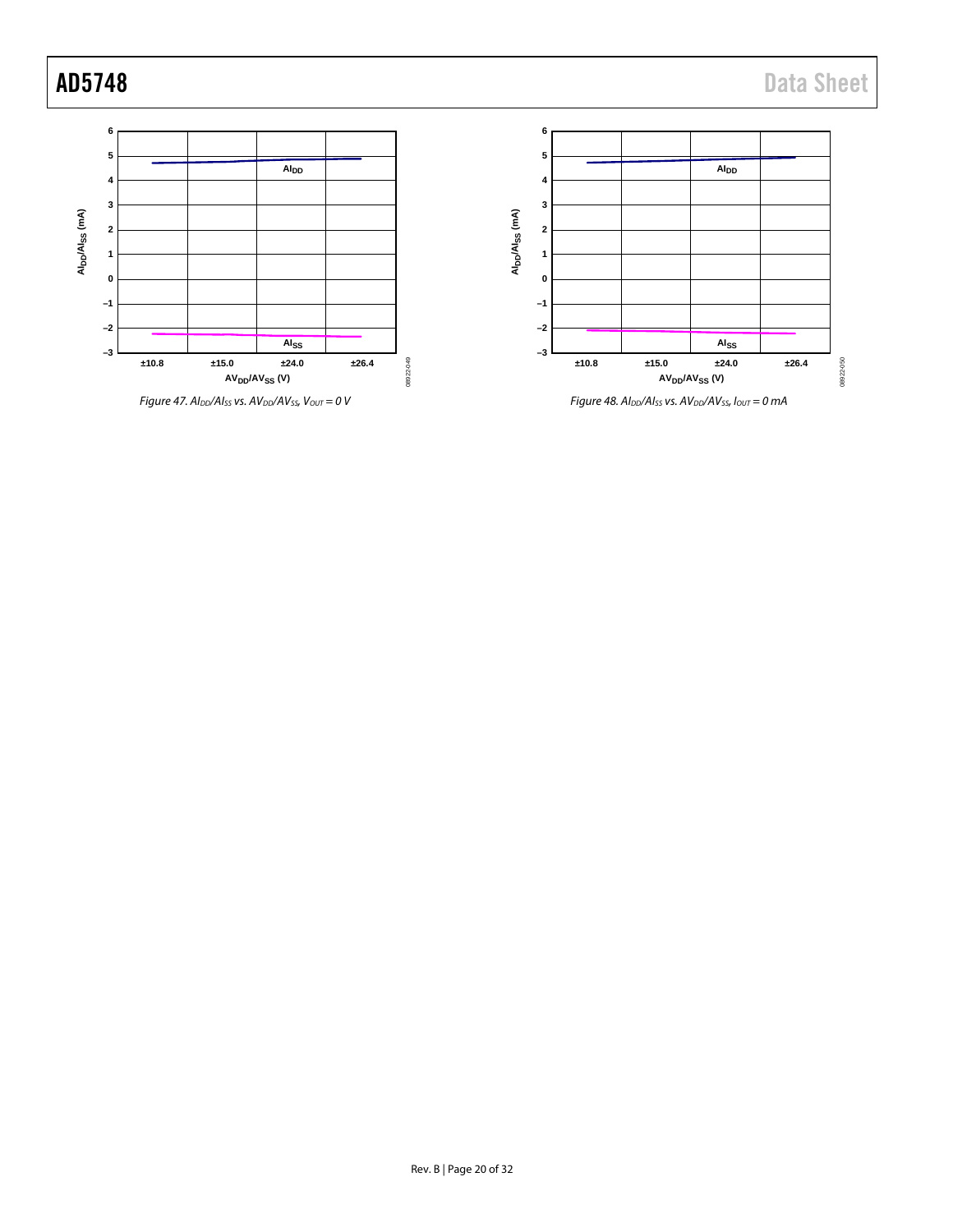Figure 47. $AI_{DD}/AI_{SS}$ vs. $AV_{DD}/AV_{SS}$, $V_{OUT}$ = 0 V

Figure 48. $AI_{DD}/AI_{SS}$ vs. $AV_{DD}/AV_{SS}$, $I_{OUT}$ = 0 mA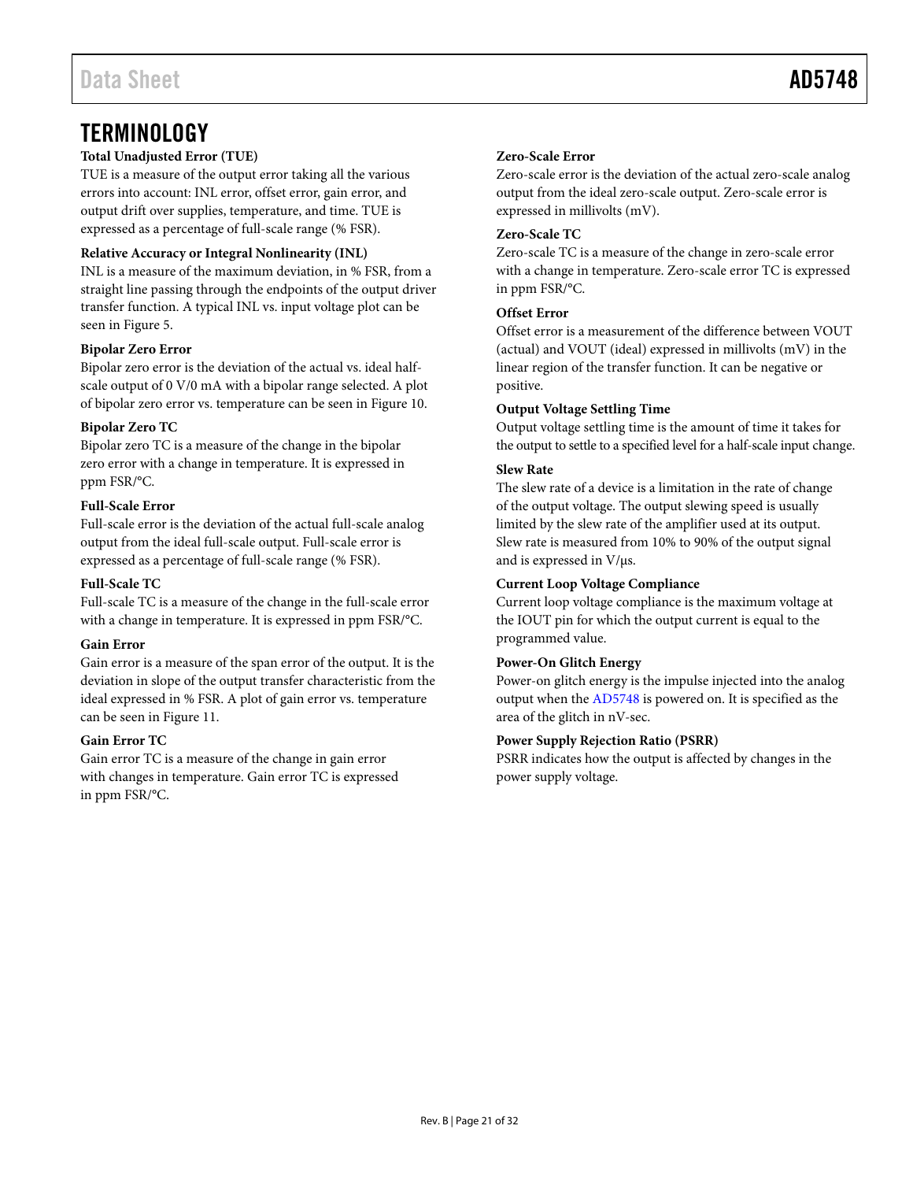## TERMINOLOGY

**Total Unadjusted Error (TUE)**

TUE is a measure of the output error taking all the various errors into account: INL error, offset error, gain error, and output drift over supplies, temperature, and time. TUE is expressed as a percentage of full-scale range (% FSR).

**Relative Accuracy or Integral Nonlinearity (INL)**

INL is a measure of the maximum deviation, in % FSR, from a straight line passing through the endpoints of the output driver transfer function. A typical INL vs. input voltage plot can be seen in Figure 5.

**Bipolar Zero Error**

Bipolar zero error is the deviation of the actual vs. ideal half-scale output of 0 V/0 mA with a bipolar range selected. A plot of bipolar zero error vs. temperature can be seen in Figure 10.

**Bipolar Zero TC**

Bipolar zero TC is a measure of the change in the bipolar zero error with a change in temperature. It is expressed in ppm FSR/°C.

**Full-Scale Error**

Full-scale error is the deviation of the actual full-scale analog output from the ideal full-scale output. Full-scale error is expressed as a percentage of full-scale range (% FSR).

**Full-Scale TC**

Full-scale TC is a measure of the change in the full-scale error with a change in temperature. It is expressed in ppm FSR/°C.

**Gain Error**

Gain error is a measure of the span error of the output. It is the deviation in slope of the output transfer characteristic from the ideal expressed in % FSR. A plot of gain error vs. temperature can be seen in Figure 11.

**Gain Error TC**

Gain error TC is a measure of the change in gain error with changes in temperature. Gain error TC is expressed in ppm FSR/°C.

**Zero-Scale Error**

Zero-scale error is the deviation of the actual zero-scale analog output from the ideal zero-scale output. Zero-scale error is expressed in millivolts (mV).

**Zero-Scale TC**

Zero-scale TC is a measure of the change in zero-scale error with a change in temperature. Zero-scale error TC is expressed in ppm FSR/°C.

**Offset Error**

Offset error is a measurement of the difference between VOUT (actual) and VOUT (ideal) expressed in millivolts (mV) in the linear region of the transfer function. It can be negative or positive.

**Output Voltage Settling Time**

Output voltage settling time is the amount of time it takes for the output to settle to a specified level for a half-scale input change.

**Slew Rate**

The slew rate of a device is a limitation in the rate of change of the output voltage. The output slewing speed is usually limited by the slew rate of the amplifier used at its output. Slew rate is measured from 10% to 90% of the output signal and is expressed in V/μs.

**Current Loop Voltage Compliance**

Current loop voltage compliance is the maximum voltage at the IOUT pin for which the output current is equal to the programmed value.

**Power-On Glitch Energy**

Power-on glitch energy is the impulse injected into the analog output when the AD5748 is powered on. It is specified as the area of the glitch in nV-sec.

**Power Supply Rejection Ratio (PSRR)**

PSRR indicates how the output is affected by changes in the power supply voltage.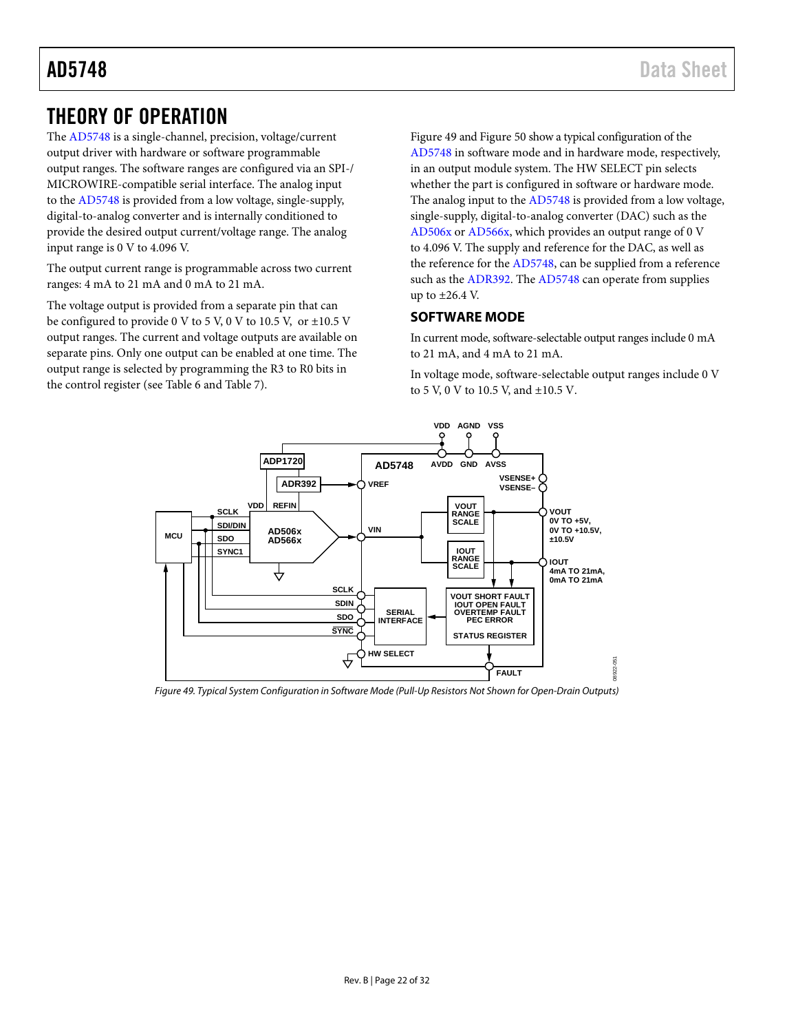# THEORY OF OPERATION

The AD5748 is a single-channel, precision, voltage/current output driver with hardware or software programmable output ranges. The software ranges are configured via an SPI-/ MICROWIRE-compatible serial interface. The analog input to the AD5748 is provided from a low voltage, single-supply, digital-to-analog converter and is internally conditioned to provide the desired output current/voltage range. The analog input range is 0 V to 4.096 V.

The output current range is programmable across two current ranges: 4 mA to 21 mA and 0 mA to 21 mA.

The voltage output is provided from a separate pin that can be configured to provide 0 V to 5 V, 0 V to 10.5 V, or ±10.5 V output ranges. The current and voltage outputs are available on separate pins. Only one output can be enabled at one time. The output range is selected by programming the R3 to R0 bits in the control register (see Table 6 and Table 7).

Figure 49 and Figure 50 show a typical configuration of the AD5748 in software mode and in hardware mode, respectively, in an output module system. The HW SELECT pin selects whether the part is configured in software or hardware mode. The analog input to the AD5748 is provided from a low voltage, single-supply, digital-to-analog converter (DAC) such as the AD506x or AD566x, which provides an output range of 0 V to 4.096 V. The supply and reference for the DAC, as well as the reference for the AD5748, can be supplied from a reference such as the ADR392. The AD5748 can operate from supplies up to ±26.4 V.

## SOFTWARE MODE

In current mode, software-selectable output ranges include 0 mA to 21 mA, and 4 mA to 21 mA.

In voltage mode, software-selectable output ranges include 0 V to 5 V, 0 V to 10.5 V, and ±10.5 V.

*Figure 49. Typical System Configuration in Software Mode (Pull-Up Resistors Not Shown for Open-Drain Outputs)*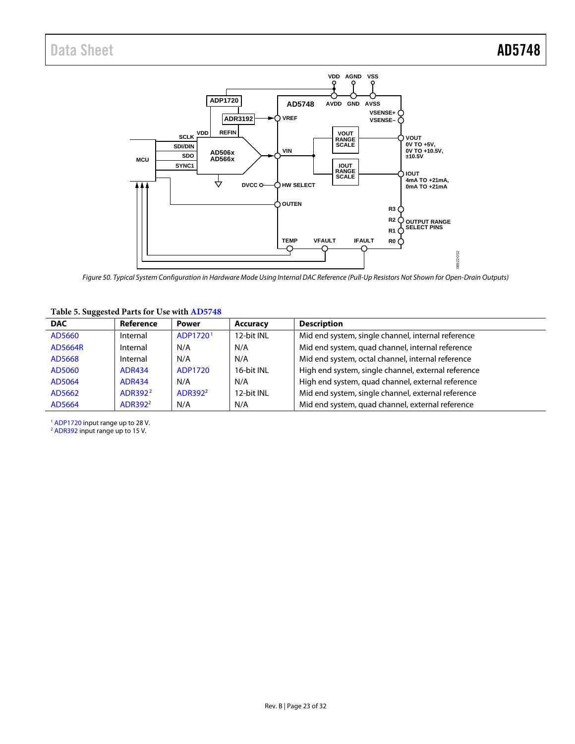Figure 50. Typical System Configuration in Hardware Mode Using Internal DAC Reference (Pull-Up Resistors Not Shown for Open-Drain Outputs)

**Table 5. Suggested Parts for Use with AD5748**

| DAC | Reference | Power | Accuracy | Description |
|---|---|---|---|---|
| AD5660 | Internal | ADP1720[1] | 12-bit INL | Mid end system, single channel, internal reference |
| AD5664R | Internal | N/A | N/A | Mid end system, quad channel, internal reference |
| AD5668 | Internal | N/A | N/A | Mid end system, octal channel, internal reference |
| AD5060 | ADR434 | ADP1720 | 16-bit INL | High end system, single channel, external reference |
| AD5064 | ADR434 | N/A | N/A | High end system, quad channel, external reference |
| AD5662 | ADR392[2] | ADR392[2] | 12-bit INL | Mid end system, single channel, external reference |
| AD5664 | ADR392[2] | N/A | N/A | Mid end system, quad channel, external reference |

[1] ADP1720 input range up to 28 V.
[2] ADR392 input range up to 15 V.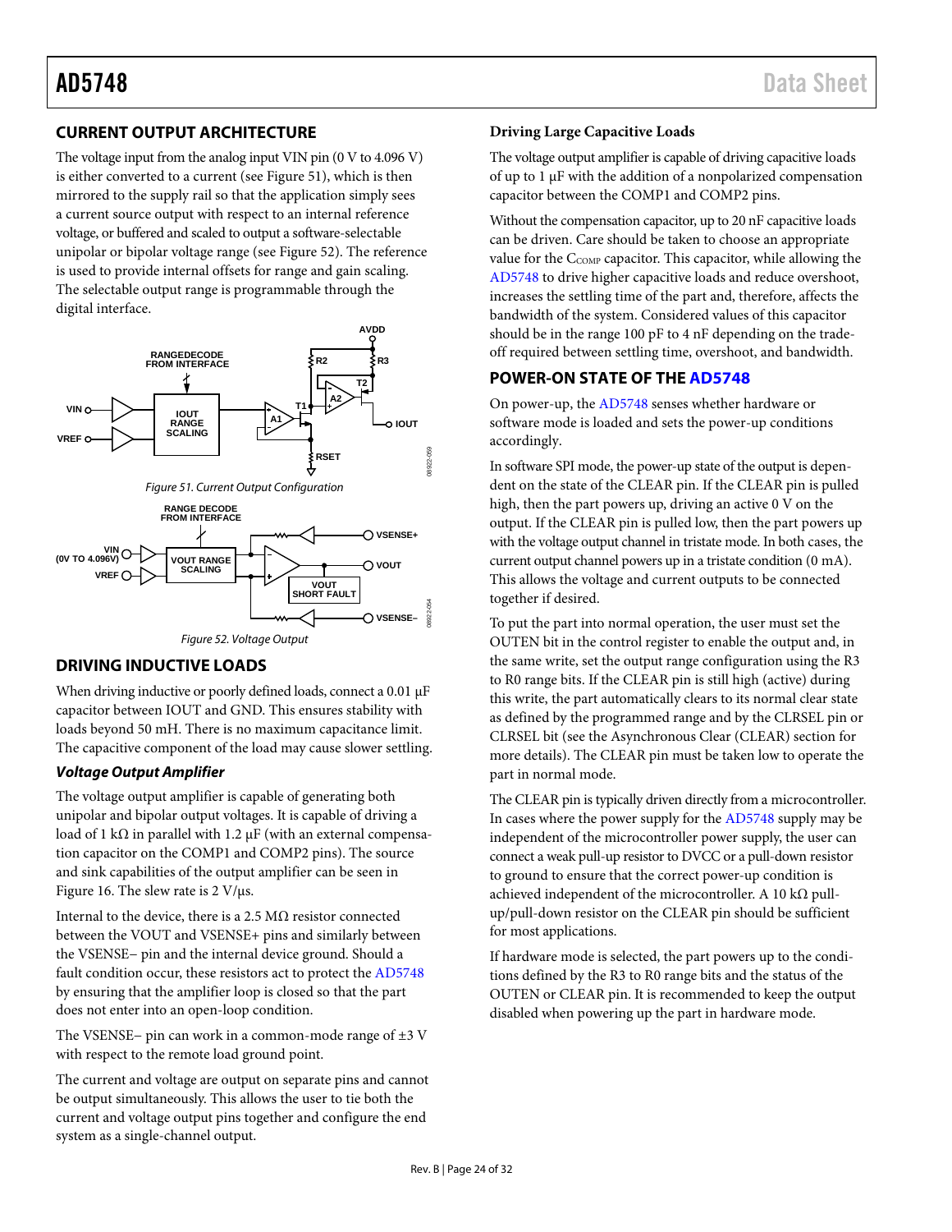## CURRENT OUTPUT ARCHITECTURE

The voltage input from the analog input VIN pin (0 V to 4.096 V) is either converted to a current (see Figure 51), which is then mirrored to the supply rail so that the application simply sees a current source output with respect to an internal reference voltage, or buffered and scaled to output a software-selectable unipolar or bipolar voltage range (see Figure 52). The reference is used to provide internal offsets for range and gain scaling. The selectable output range is programmable through the digital interface.

Figure 51. Current Output Configuration

Figure 52. Voltage Output

## DRIVING INDUCTIVE LOADS

When driving inductive or poorly defined loads, connect a 0.01 μF capacitor between IOUT and GND. This ensures stability with loads beyond 50 mH. There is no maximum capacitance limit. The capacitive component of the load may cause slower settling.

### *Voltage Output Amplifier*

The voltage output amplifier is capable of generating both unipolar and bipolar output voltages. It is capable of driving a load of 1 kΩ in parallel with 1.2 μF (with an external compensation capacitor on the COMP1 and COMP2 pins). The source and sink capabilities of the output amplifier can be seen in Figure 16. The slew rate is 2 V/μs.

Internal to the device, there is a 2.5 MΩ resistor connected between the VOUT and VSENSE+ pins and similarly between the VSENSE− pin and the internal device ground. Should a fault condition occur, these resistors act to protect the AD5748 by ensuring that the amplifier loop is closed so that the part does not enter into an open-loop condition.

The VSENSE− pin can work in a common-mode range of ±3 V with respect to the remote load ground point.

The current and voltage are output on separate pins and cannot be output simultaneously. This allows the user to tie both the current and voltage output pins together and configure the end system as a single-channel output.

### Driving Large Capacitive Loads

The voltage output amplifier is capable of driving capacitive loads of up to 1 μF with the addition of a nonpolarized compensation capacitor between the COMP1 and COMP2 pins.

Without the compensation capacitor, up to 20 nF capacitive loads can be driven. Care should be taken to choose an appropriate value for the $C_{COMP}$ capacitor. This capacitor, while allowing the AD5748 to drive higher capacitive loads and reduce overshoot, increases the settling time of the part and, therefore, affects the bandwidth of the system. Considered values of this capacitor should be in the range 100 pF to 4 nF depending on the trade-off required between settling time, overshoot, and bandwidth.

## POWER-ON STATE OF THE AD5748

On power-up, the AD5748 senses whether hardware or software mode is loaded and sets the power-up conditions accordingly.

In software SPI mode, the power-up state of the output is dependent on the state of the CLEAR pin. If the CLEAR pin is pulled high, then the part powers up, driving an active 0 V on the output. If the CLEAR pin is pulled low, then the part powers up with the voltage output channel in tristate mode. In both cases, the current output channel powers up in a tristate condition (0 mA). This allows the voltage and current outputs to be connected together if desired.

To put the part into normal operation, the user must set the OUTEN bit in the control register to enable the output and, in the same write, set the output range configuration using the R3 to R0 range bits. If the CLEAR pin is still high (active) during this write, the part automatically clears to its normal clear state as defined by the programmed range and by the CLRSEL pin or CLRSEL bit (see the Asynchronous Clear (CLEAR) section for more details). The CLEAR pin must be taken low to operate the part in normal mode.

The CLEAR pin is typically driven directly from a microcontroller. In cases where the power supply for the AD5748 supply may be independent of the microcontroller power supply, the user can connect a weak pull-up resistor to DVCC or a pull-down resistor to ground to ensure that the correct power-up condition is achieved independent of the microcontroller. A 10 kΩ pull-up/pull-down resistor on the CLEAR pin should be sufficient for most applications.

If hardware mode is selected, the part powers up to the conditions defined by the R3 to R0 range bits and the status of the OUTEN or CLEAR pin. It is recommended to keep the output disabled when powering up the part in hardware mode.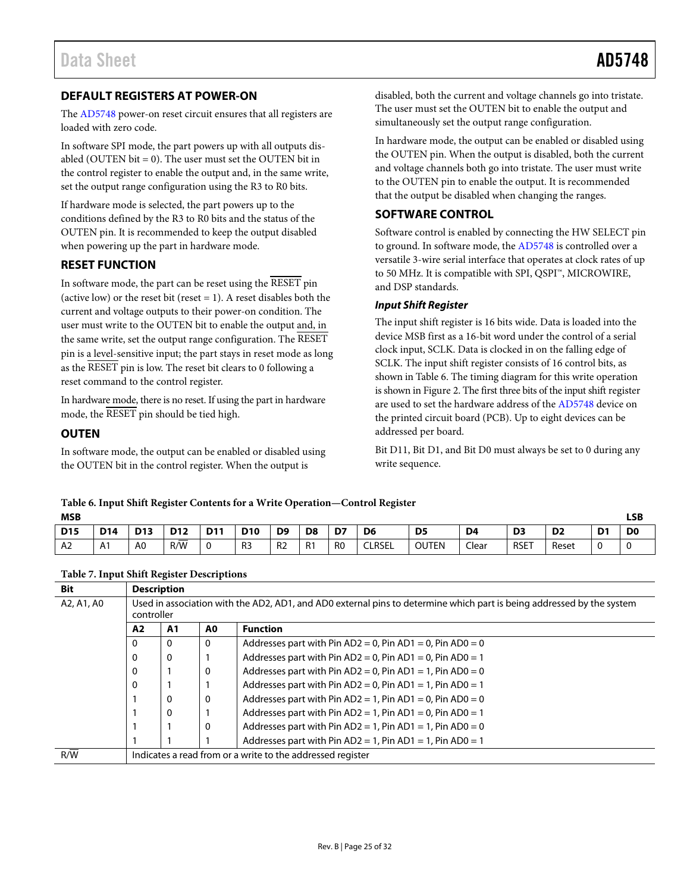## DEFAULT REGISTERS AT POWER-ON

The AD5748 power-on reset circuit ensures that all registers are loaded with zero code.

In software SPI mode, the part powers up with all outputs disabled (OUTEN bit = 0). The user must set the OUTEN bit in the control register to enable the output and, in the same write, set the output range configuration using the R3 to R0 bits.

If hardware mode is selected, the part powers up to the conditions defined by the R3 to R0 bits and the status of the OUTEN pin. It is recommended to keep the output disabled when powering up the part in hardware mode.

## RESET FUNCTION

In software mode, the part can be reset using the $\overline{\text{RESET}}$ pin (active low) or the reset bit (reset = 1). A reset disables both the current and voltage outputs to their power-on condition. The user must write to the OUTEN bit to enable the output and, in the same write, set the output range configuration. The $\overline{\text{RESET}}$ pin is a level-sensitive input; the part stays in reset mode as long as the $\overline{\text{RESET}}$ pin is low. The reset bit clears to 0 following a reset command to the control register.

In hardware mode, there is no reset. If using the part in hardware mode, the $\overline{\text{RESET}}$ pin should be tied high.

## OUTEN

In software mode, the output can be enabled or disabled using the OUTEN bit in the control register. When the output is disabled, both the current and voltage channels go into tristate. The user must set the OUTEN bit to enable the output and simultaneously set the output range configuration.

In hardware mode, the output can be enabled or disabled using the OUTEN pin. When the output is disabled, both the current and voltage channels both go into tristate. The user must write to the OUTEN pin to enable the output. It is recommended that the output be disabled when changing the ranges.

## SOFTWARE CONTROL

Software control is enabled by connecting the HW SELECT pin to ground. In software mode, the AD5748 is controlled over a versatile 3-wire serial interface that operates at clock rates of up to 50 MHz. It is compatible with SPI, QSPI™, MICROWIRE, and DSP standards.

### *Input Shift Register*

The input shift register is 16 bits wide. Data is loaded into the device MSB first as a 16-bit word under the control of a serial clock input, SCLK. Data is clocked in on the falling edge of SCLK. The input shift register consists of 16 control bits, as shown in Table 6. The timing diagram for this write operation is shown in Figure 2. The first three bits of the input shift register are used to set the hardware address of the AD5748 device on the printed circuit board (PCB). Up to eight devices can be addressed per board.

Bit D11, Bit D1, and Bit D0 must always be set to 0 during any write sequence.

**Table 6. Input Shift Register Contents for a Write Operation—Control Register**

| D15 (MSB) | D14 | D13 | D12 | D11 | D10 | D9 | D8 | D7 | D6 | D5 | D4 | D3 | D2 | D1 | D0 (LSB) |
|---|---|---|---|---|---|---|---|---|---|---|---|---|---|---|---|
| A2 | A1 | A0 | R/$\overline{\text{W}}$ | 0 | R3 | R2 | R1 | R0 | CLRSEL | OUTEN | Clear | RSET | Reset | 0 | 0 |

**Table 7. Input Shift Register Descriptions**

| Bit | Description | | | |
|---|---|---|---|---|
| A2, A1, A0 | Used in association with the AD2, AD1, and AD0 external pins to determine which part is being addressed by the system controller | | | |
| | **A2** | **A1** | **A0** | **Function** |
| | 0 | 0 | 0 | Addresses part with Pin AD2 = 0, Pin AD1 = 0, Pin AD0 = 0 |
| | 0 | 0 | 1 | Addresses part with Pin AD2 = 0, Pin AD1 = 0, Pin AD0 = 1 |
| | 0 | 1 | 0 | Addresses part with Pin AD2 = 0, Pin AD1 = 1, Pin AD0 = 0 |
| | 0 | 1 | 1 | Addresses part with Pin AD2 = 0, Pin AD1 = 1, Pin AD0 = 1 |
| | 1 | 0 | 0 | Addresses part with Pin AD2 = 1, Pin AD1 = 0, Pin AD0 = 0 |
| | 1 | 0 | 1 | Addresses part with Pin AD2 = 1, Pin AD1 = 0, Pin AD0 = 1 |
| | 1 | 1 | 0 | Addresses part with Pin AD2 = 1, Pin AD1 = 1, Pin AD0 = 0 |
| | 1 | 1 | 1 | Addresses part with Pin AD2 = 1, Pin AD1 = 1, Pin AD0 = 1 |
| R/$\overline{\text{W}}$ | Indicates a read from or a write to the addressed register | | | |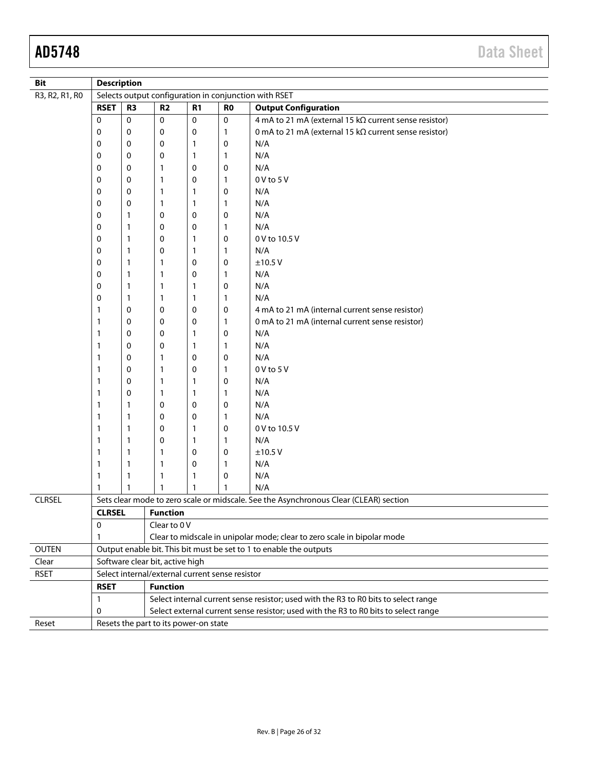| Bit | Description | | | | | |
|---|---|---|---|---|---|---|
| R3, R2, R1, R0 | Selects output configuration in conjunction with RSET | | | | | |
| | **RSET** | **R3** | **R2** | **R1** | **R0** | **Output Configuration** |
| | 0 | 0 | 0 | 0 | 0 | 4 mA to 21 mA (external 15 kΩ current sense resistor) |
| | 0 | 0 | 0 | 0 | 1 | 0 mA to 21 mA (external 15 kΩ current sense resistor) |
| | 0 | 0 | 0 | 1 | 0 | N/A |
| | 0 | 0 | 0 | 1 | 1 | N/A |
| | 0 | 0 | 1 | 0 | 0 | N/A |
| | 0 | 0 | 1 | 0 | 1 | 0 V to 5 V |
| | 0 | 0 | 1 | 1 | 0 | N/A |
| | 0 | 0 | 1 | 1 | 1 | N/A |
| | 0 | 1 | 0 | 0 | 0 | N/A |
| | 0 | 1 | 0 | 0 | 1 | N/A |
| | 0 | 1 | 0 | 1 | 0 | 0 V to 10.5 V |
| | 0 | 1 | 0 | 1 | 1 | N/A |
| | 0 | 1 | 1 | 0 | 0 | ±10.5 V |
| | 0 | 1 | 1 | 0 | 1 | N/A |
| | 0 | 1 | 1 | 1 | 0 | N/A |
| | 0 | 1 | 1 | 1 | 1 | N/A |
| | 1 | 0 | 0 | 0 | 0 | 4 mA to 21 mA (internal current sense resistor) |
| | 1 | 0 | 0 | 0 | 1 | 0 mA to 21 mA (internal current sense resistor) |
| | 1 | 0 | 0 | 1 | 0 | N/A |
| | 1 | 0 | 0 | 1 | 1 | N/A |
| | 1 | 0 | 1 | 0 | 0 | N/A |
| | 1 | 0 | 1 | 0 | 1 | 0 V to 5 V |
| | 1 | 0 | 1 | 1 | 0 | N/A |
| | 1 | 0 | 1 | 1 | 1 | N/A |
| | 1 | 1 | 0 | 0 | 0 | N/A |
| | 1 | 1 | 0 | 0 | 1 | N/A |
| | 1 | 1 | 0 | 1 | 0 | 0 V to 10.5 V |
| | 1 | 1 | 0 | 1 | 1 | N/A |
| | 1 | 1 | 1 | 0 | 0 | ±10.5 V |
| | 1 | 1 | 1 | 0 | 1 | N/A |
| | 1 | 1 | 1 | 1 | 0 | N/A |
| | 1 | 1 | 1 | 1 | 1 | N/A |
| CLRSEL | Sets clear mode to zero scale or midscale. See the Asynchronous Clear (CLEAR) section | | | | | |
| | **CLRSEL** | **Function** | | | | |
| | 0 | Clear to 0 V | | | | |
| | 1 | Clear to midscale in unipolar mode; clear to zero scale in bipolar mode | | | | |
| OUTEN | Output enable bit. This bit must be set to 1 to enable the outputs | | | | | |
| Clear | Software clear bit, active high | | | | | |
| RSET | Select internal/external current sense resistor | | | | | |
| | **RSET** | **Function** | | | | |
| | 1 | Select internal current sense resistor; used with the R3 to R0 bits to select range | | | | |
| | 0 | Select external current sense resistor; used with the R3 to R0 bits to select range | | | | |
| Reset | Resets the part to its power-on state | | | | | |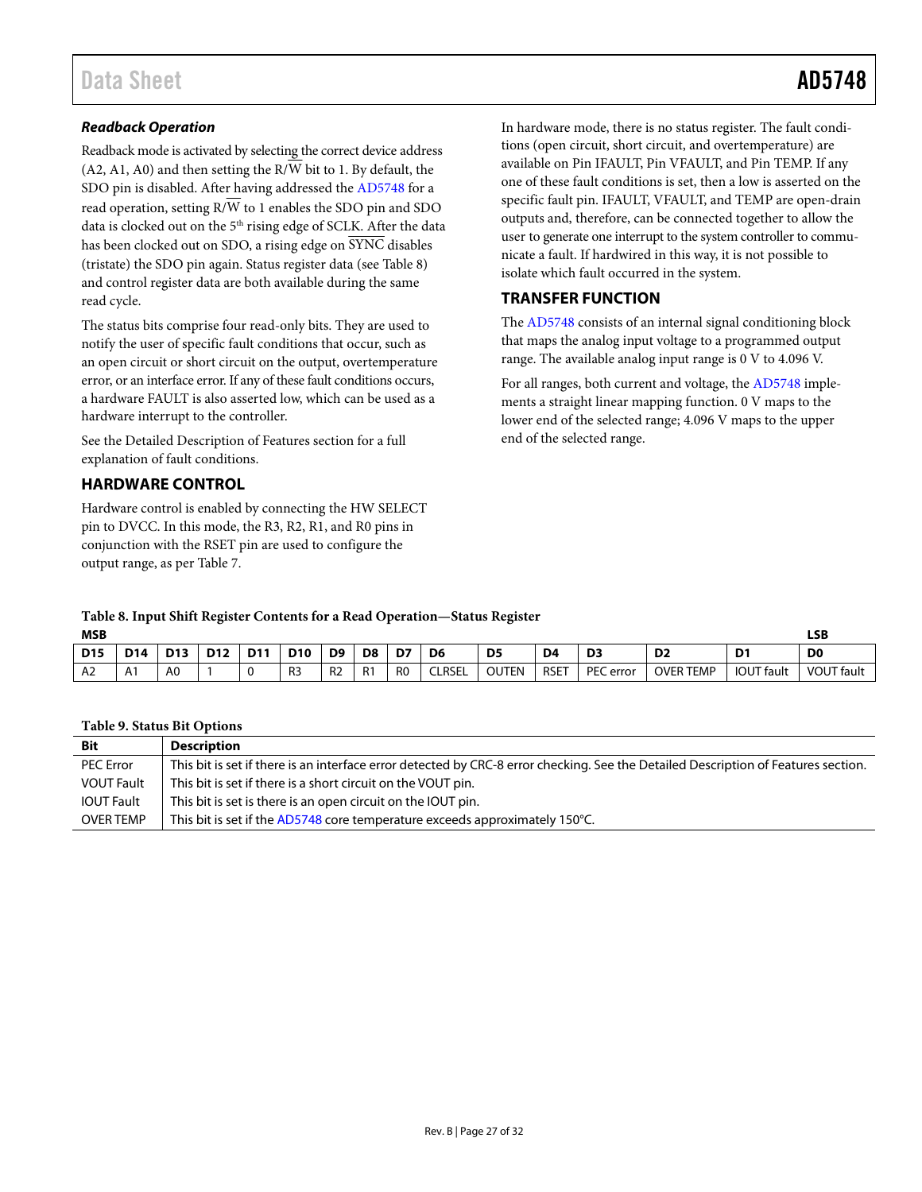### *Readback Operation*

Readback mode is activated by selecting the correct device address (A2, A1, A0) and then setting the R/W̄ bit to 1. By default, the SDO pin is disabled. After having addressed the AD5748 for a read operation, setting R/W̄ to 1 enables the SDO pin and SDO data is clocked out on the 5th rising edge of SCLK. After the data has been clocked out on SDO, a rising edge on SYNC̄ disables (tristate) the SDO pin again. Status register data (see Table 8) and control register data are both available during the same read cycle.

The status bits comprise four read-only bits. They are used to notify the user of specific fault conditions that occur, such as an open circuit or short circuit on the output, overtemperature error, or an interface error. If any of these fault conditions occurs, a hardware FAULT is also asserted low, which can be used as a hardware interrupt to the controller.

See the Detailed Description of Features section for a full explanation of fault conditions.

## HARDWARE CONTROL

Hardware control is enabled by connecting the HW SELECT pin to DVCC. In this mode, the R3, R2, R1, and R0 pins in conjunction with the RSET pin are used to configure the output range, as per Table 7.

In hardware mode, there is no status register. The fault conditions (open circuit, short circuit, and overtemperature) are available on Pin IFAULT, Pin VFAULT, and Pin TEMP. If any one of these fault conditions is set, then a low is asserted on the specific fault pin. IFAULT, VFAULT, and TEMP are open-drain outputs and, therefore, can be connected together to allow the user to generate one interrupt to the system controller to communicate a fault. If hardwired in this way, it is not possible to isolate which fault occurred in the system.

## TRANSFER FUNCTION

The AD5748 consists of an internal signal conditioning block that maps the analog input voltage to a programmed output range. The available analog input range is 0 V to 4.096 V.

For all ranges, both current and voltage, the AD5748 implements a straight linear mapping function. 0 V maps to the lower end of the selected range; 4.096 V maps to the upper end of the selected range.

**Table 8. Input Shift Register Contents for a Read Operation—Status Register**

| MSB | | | | | | | | | | | | | | | LSB |
|---|---|---|---|---|---|---|---|---|---|---|---|---|---|---|---|
| **D15** | **D14** | **D13** | **D12** | **D11** | **D10** | **D9** | **D8** | **D7** | **D6** | **D5** | **D4** | **D3** | **D2** | **D1** | **D0** |
| A2 | A1 | A0 | 1 | 0 | R3 | R2 | R1 | R0 | CLRSEL | OUTEN | RSET | PEC error | OVER TEMP | IOUT fault | VOUT fault |

**Table 9. Status Bit Options**

| Bit | Description |
|---|---|
| PEC Error | This bit is set if there is an interface error detected by CRC-8 error checking. See the Detailed Description of Features section. |
| VOUT Fault | This bit is set if there is a short circuit on the VOUT pin. |
| IOUT Fault | This bit is set is there is an open circuit on the IOUT pin. |
| OVER TEMP | This bit is set if the AD5748 core temperature exceeds approximately 150°C. |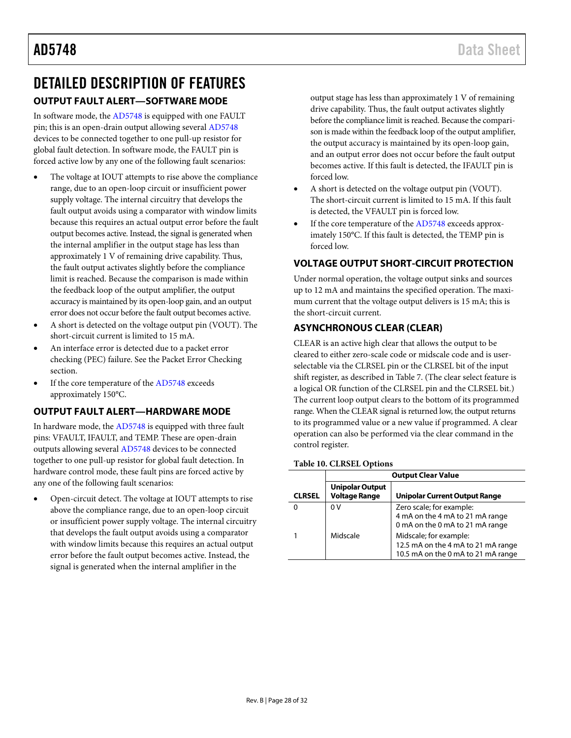# DETAILED DESCRIPTION OF FEATURES

## OUTPUT FAULT ALERT—SOFTWARE MODE

In software mode, the AD5748 is equipped with one FAULT pin; this is an open-drain output allowing several AD5748 devices to be connected together to one pull-up resistor for global fault detection. In software mode, the FAULT pin is forced active low by any one of the following fault scenarios:

- The voltage at IOUT attempts to rise above the compliance range, due to an open-loop circuit or insufficient power supply voltage. The internal circuitry that develops the fault output avoids using a comparator with window limits because this requires an actual output error before the fault output becomes active. Instead, the signal is generated when the internal amplifier in the output stage has less than approximately 1 V of remaining drive capability. Thus, the fault output activates slightly before the compliance limit is reached. Because the comparison is made within the feedback loop of the output amplifier, the output accuracy is maintained by its open-loop gain, and an output error does not occur before the fault output becomes active.
- A short is detected on the voltage output pin (VOUT). The short-circuit current is limited to 15 mA.
- An interface error is detected due to a packet error checking (PEC) failure. See the Packet Error Checking section.
- If the core temperature of the AD5748 exceeds approximately 150°C.

## OUTPUT FAULT ALERT—HARDWARE MODE

In hardware mode, the AD5748 is equipped with three fault pins: VFAULT, IFAULT, and TEMP. These are open-drain outputs allowing several AD5748 devices to be connected together to one pull-up resistor for global fault detection. In hardware control mode, these fault pins are forced active by any one of the following fault scenarios:

- Open-circuit detect. The voltage at IOUT attempts to rise above the compliance range, due to an open-loop circuit or insufficient power supply voltage. The internal circuitry that develops the fault output avoids using a comparator with window limits because this requires an actual output error before the fault output becomes active. Instead, the signal is generated when the internal amplifier in the output stage has less than approximately 1 V of remaining drive capability. Thus, the fault output activates slightly before the compliance limit is reached. Because the comparison is made within the feedback loop of the output amplifier, the output accuracy is maintained by its open-loop gain, and an output error does not occur before the fault output becomes active. If this fault is detected, the IFAULT pin is forced low.
- A short is detected on the voltage output pin (VOUT). The short-circuit current is limited to 15 mA. If this fault is detected, the VFAULT pin is forced low.
- If the core temperature of the AD5748 exceeds approximately 150°C. If this fault is detected, the TEMP pin is forced low.

## VOLTAGE OUTPUT SHORT-CIRCUIT PROTECTION

Under normal operation, the voltage output sinks and sources up to 12 mA and maintains the specified operation. The maximum current that the voltage output delivers is 15 mA; this is the short-circuit current.

## ASYNCHRONOUS CLEAR (CLEAR)

CLEAR is an active high clear that allows the output to be cleared to either zero-scale code or midscale code and is user-selectable via the CLRSEL pin or the CLRSEL bit of the input shift register, as described in Table 7. (The clear select feature is a logical OR function of the CLRSEL pin and the CLRSEL bit.) The current loop output clears to the bottom of its programmed range. When the CLEAR signal is returned low, the output returns to its programmed value or a new value if programmed. A clear operation can also be performed via the clear command in the control register.

**Table 10. CLRSEL Options**

| | Output Clear Value | |
|---|---|---|
| CLRSEL | Unipolar Output Voltage Range | Unipolar Current Output Range |
| 0 | 0 V | Zero scale; for example:<br>4 mA on the 4 mA to 21 mA range<br>0 mA on the 0 mA to 21 mA range |
| 1 | Midscale | Midscale; for example:<br>12.5 mA on the 4 mA to 21 mA range<br>10.5 mA on the 0 mA to 21 mA range |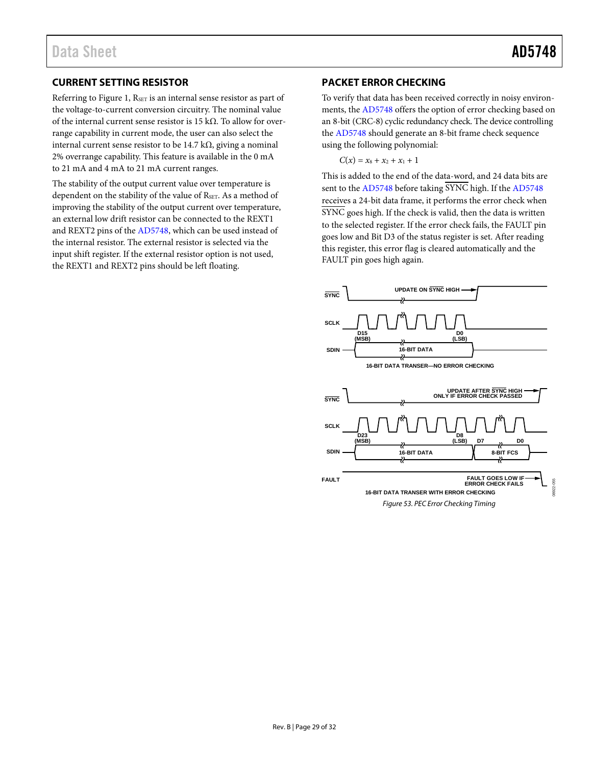## CURRENT SETTING RESISTOR

Referring to Figure 1, $R_{SET}$ is an internal sense resistor as part of the voltage-to-current conversion circuitry. The nominal value of the internal current sense resistor is 15 kΩ. To allow for overrange capability in current mode, the user can also select the internal current sense resistor to be 14.7 kΩ, giving a nominal 2% overrange capability. This feature is available in the 0 mA to 21 mA and 4 mA to 21 mA current ranges.

The stability of the output current value over temperature is dependent on the stability of the value of $R_{SET}$. As a method of improving the stability of the output current over temperature, an external low drift resistor can be connected to the REXT1 and REXT2 pins of the AD5748, which can be used instead of the internal resistor. The external resistor is selected via the input shift register. If the external resistor option is not used, the REXT1 and REXT2 pins should be left floating.

## PACKET ERROR CHECKING

To verify that data has been received correctly in noisy environments, the AD5748 offers the option of error checking based on an 8-bit (CRC-8) cyclic redundancy check. The device controlling the AD5748 should generate an 8-bit frame check sequence using the following polynomial:

$$C(x) = x_8 + x_2 + x_1 + 1$$

This is added to the end of the data-word, and 24 data bits are sent to the AD5748 before taking $\overline{\text{SYNC}}$ high. If the AD5748 receives a 24-bit data frame, it performs the error check when $\overline{\text{SYNC}}$ goes high. If the check is valid, then the data is written to the selected register. If the error check fails, the FAULT pin goes low and Bit D3 of the status register is set. After reading this register, this error flag is cleared automatically and the FAULT pin goes high again.

*Figure 53. PEC Error Checking Timing*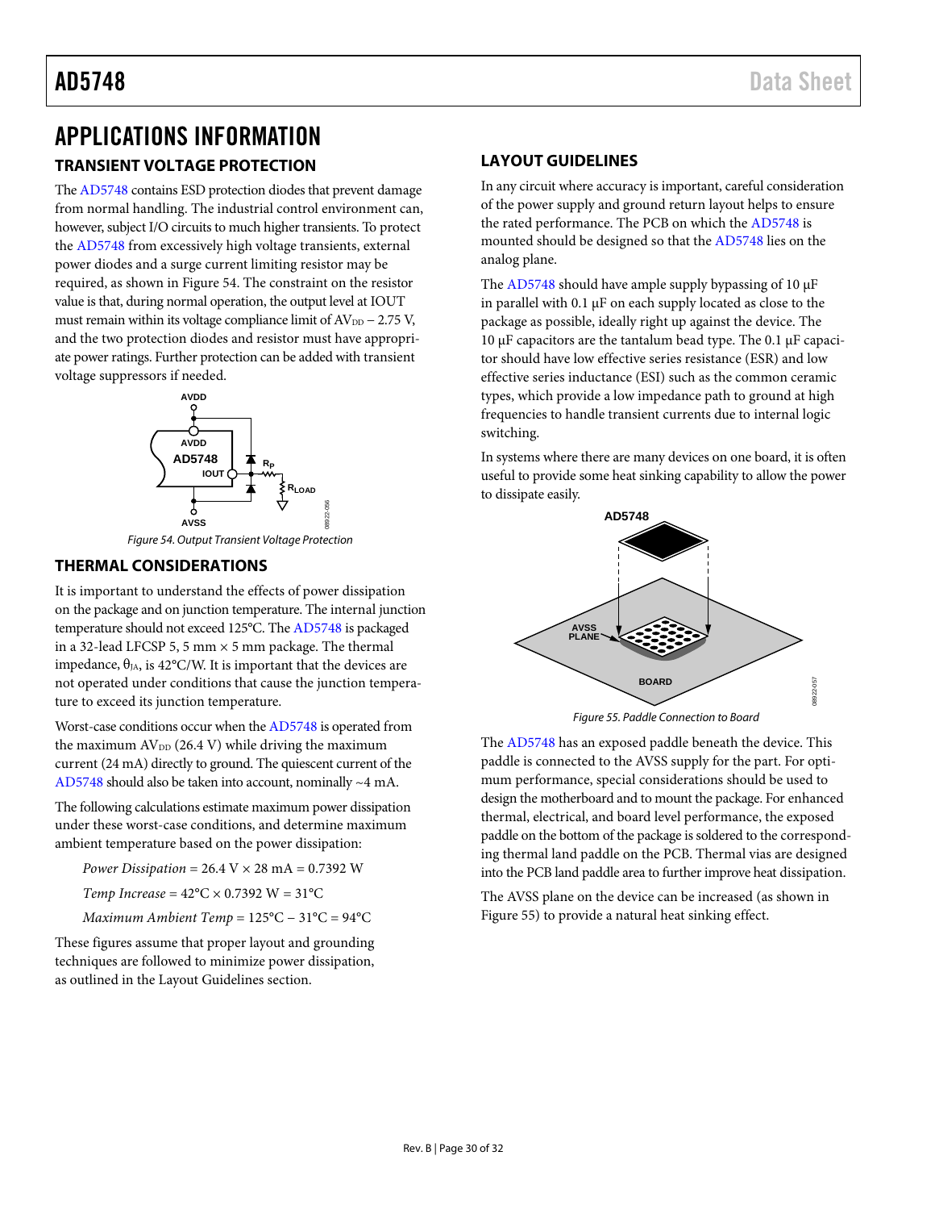# APPLICATIONS INFORMATION

## TRANSIENT VOLTAGE PROTECTION

The AD5748 contains ESD protection diodes that prevent damage from normal handling. The industrial control environment can, however, subject I/O circuits to much higher transients. To protect the AD5748 from excessively high voltage transients, external power diodes and a surge current limiting resistor may be required, as shown in Figure 54. The constraint on the resistor value is that, during normal operation, the output level at IOUT must remain within its voltage compliance limit of $AV_{DD}$ – 2.75 V, and the two protection diodes and resistor must have appropriate power ratings. Further protection can be added with transient voltage suppressors if needed.

Figure 54. Output Transient Voltage Protection

## THERMAL CONSIDERATIONS

It is important to understand the effects of power dissipation on the package and on junction temperature. The internal junction temperature should not exceed 125°C. The AD5748 is packaged in a 32-lead LFCSP 5, 5 mm × 5 mm package. The thermal impedance, $\theta_{JA}$, is 42°C/W. It is important that the devices are not operated under conditions that cause the junction temperature to exceed its junction temperature.

Worst-case conditions occur when the AD5748 is operated from the maximum $AV_{DD}$ (26.4 V) while driving the maximum current (24 mA) directly to ground. The quiescent current of the AD5748 should also be taken into account, nominally ~4 mA.

The following calculations estimate maximum power dissipation under these worst-case conditions, and determine maximum ambient temperature based on the power dissipation:

*Power Dissipation* = 26.4 V × 28 mA = 0.7392 W

*Temp Increase* = 42°C × 0.7392 W = 31°C

*Maximum Ambient Temp* = 125°C – 31°C = 94°C

These figures assume that proper layout and grounding techniques are followed to minimize power dissipation, as outlined in the Layout Guidelines section.

## LAYOUT GUIDELINES

In any circuit where accuracy is important, careful consideration of the power supply and ground return layout helps to ensure the rated performance. The PCB on which the AD5748 is mounted should be designed so that the AD5748 lies on the analog plane.

The AD5748 should have ample supply bypassing of 10 µF in parallel with 0.1 µF on each supply located as close to the package as possible, ideally right up against the device. The 10 µF capacitors are the tantalum bead type. The 0.1 µF capacitor should have low effective series resistance (ESR) and low effective series inductance (ESI) such as the common ceramic types, which provide a low impedance path to ground at high frequencies to handle transient currents due to internal logic switching.

In systems where there are many devices on one board, it is often useful to provide some heat sinking capability to allow the power to dissipate easily.

Figure 55. Paddle Connection to Board

The AD5748 has an exposed paddle beneath the device. This paddle is connected to the AVSS supply for the part. For optimum performance, special considerations should be used to design the motherboard and to mount the package. For enhanced thermal, electrical, and board level performance, the exposed paddle on the bottom of the package is soldered to the corresponding thermal land paddle on the PCB. Thermal vias are designed into the PCB land paddle area to further improve heat dissipation.

The AVSS plane on the device can be increased (as shown in Figure 55) to provide a natural heat sinking effect.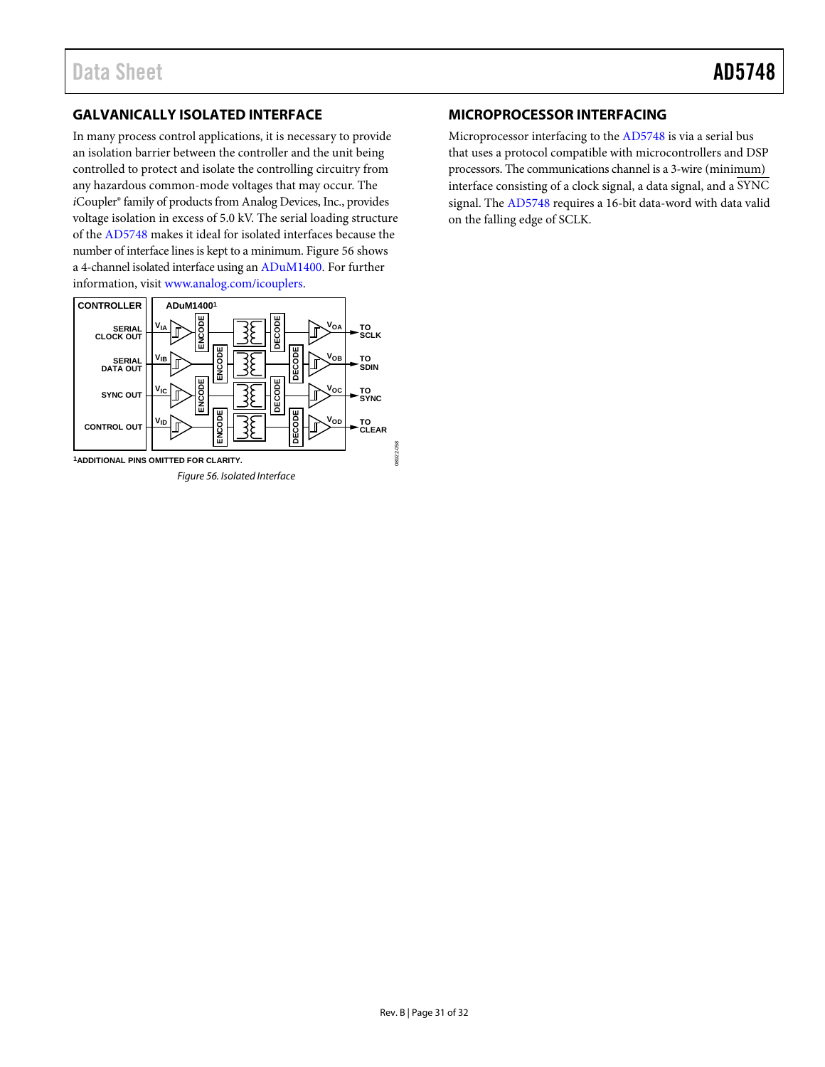## GALVANICALLY ISOLATED INTERFACE

In many process control applications, it is necessary to provide an isolation barrier between the controller and the unit being controlled to protect and isolate the controlling circuitry from any hazardous common-mode voltages that may occur. The *i*Coupler® family of products from Analog Devices, Inc., provides voltage isolation in excess of 5.0 kV. The serial loading structure of the AD5748 makes it ideal for isolated interfaces because the number of interface lines is kept to a minimum. Figure 56 shows a 4-channel isolated interface using an ADuM1400. For further information, visit www.analog.com/icouplers.

[1]ADDITIONAL PINS OMITTED FOR CLARITY.

*Figure 56. Isolated Interface*

## MICROPROCESSOR INTERFACING

Microprocessor interfacing to the AD5748 is via a serial bus that uses a protocol compatible with microcontrollers and DSP processors. The communications channel is a 3-wire (minimum) interface consisting of a clock signal, a data signal, and a $\overline{\text{SYNC}}$ signal. The AD5748 requires a 16-bit data-word with data valid on the falling edge of SCLK.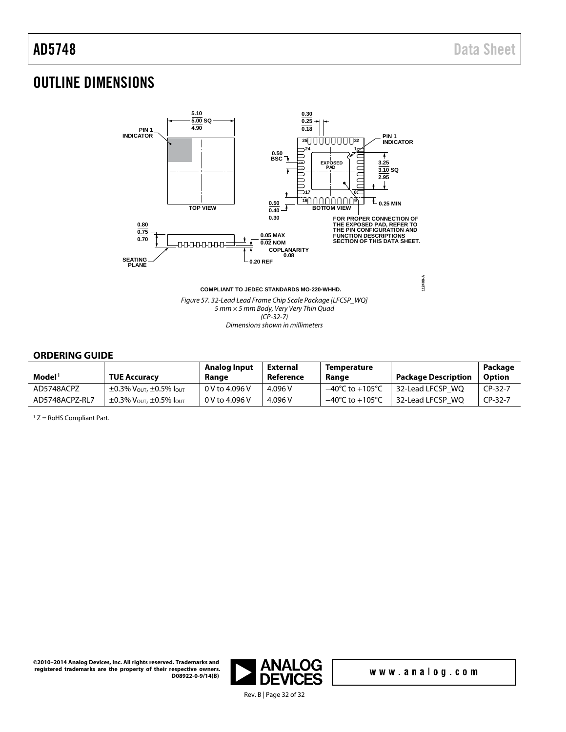# OUTLINE DIMENSIONS

5.10
5.00 SQ
4.90

PIN 1
INDICATOR

TOP VIEW

0.30
0.25
0.18

25
32
24
1

PIN 1
INDICATOR

0.50
BSC

EXPOSED
PAD

3.25
3.10 SQ
2.95

17
8
16
9

0.50
0.40
0.30

BOTTOM VIEW

0.25 MIN

0.80
0.75
0.70

0.05 MAX
0.02 NOM

COPLANARITY
0.08

SEATING
PLANE

0.20 REF

FOR PROPER CONNECTION OF THE EXPOSED PAD, REFER TO THE PIN CONFIGURATION AND FUNCTION DESCRIPTIONS SECTION OF THIS DATA SHEET.

COMPLIANT TO JEDEC STANDARDS MO-220-WHHD.

112408-A

*Figure 57. 32-Lead Lead Frame Chip Scale Package [LFCSP_WQ]*
*5 mm × 5 mm Body, Very Very Thin Quad*
*(CP-32-7)*
*Dimensions shown in millimeters*

## ORDERING GUIDE

| Model[1] | TUE Accuracy | Analog Input Range | External Reference | Temperature Range | Package Description | Package Option |
|---|---|---|---|---|---|---|
| AD5748ACPZ | ±0.3% $V_{OUT}$, ±0.5% $I_{OUT}$ | 0 V to 4.096 V | 4.096 V | −40°C to +105°C | 32-Lead LFCSP_WQ | CP-32-7 |
| AD5748ACPZ-RL7 | ±0.3% $V_{OUT}$, ±0.5% $I_{OUT}$ | 0 V to 4.096 V | 4.096 V | −40°C to +105°C | 32-Lead LFCSP_WQ | CP-32-7 |

[1] Z = RoHS Compliant Part.

©2010–2014 Analog Devices, Inc. All rights reserved. Trademarks and registered trademarks are the property of their respective owners.
D08922-0-9/14(B)

www.analog.com